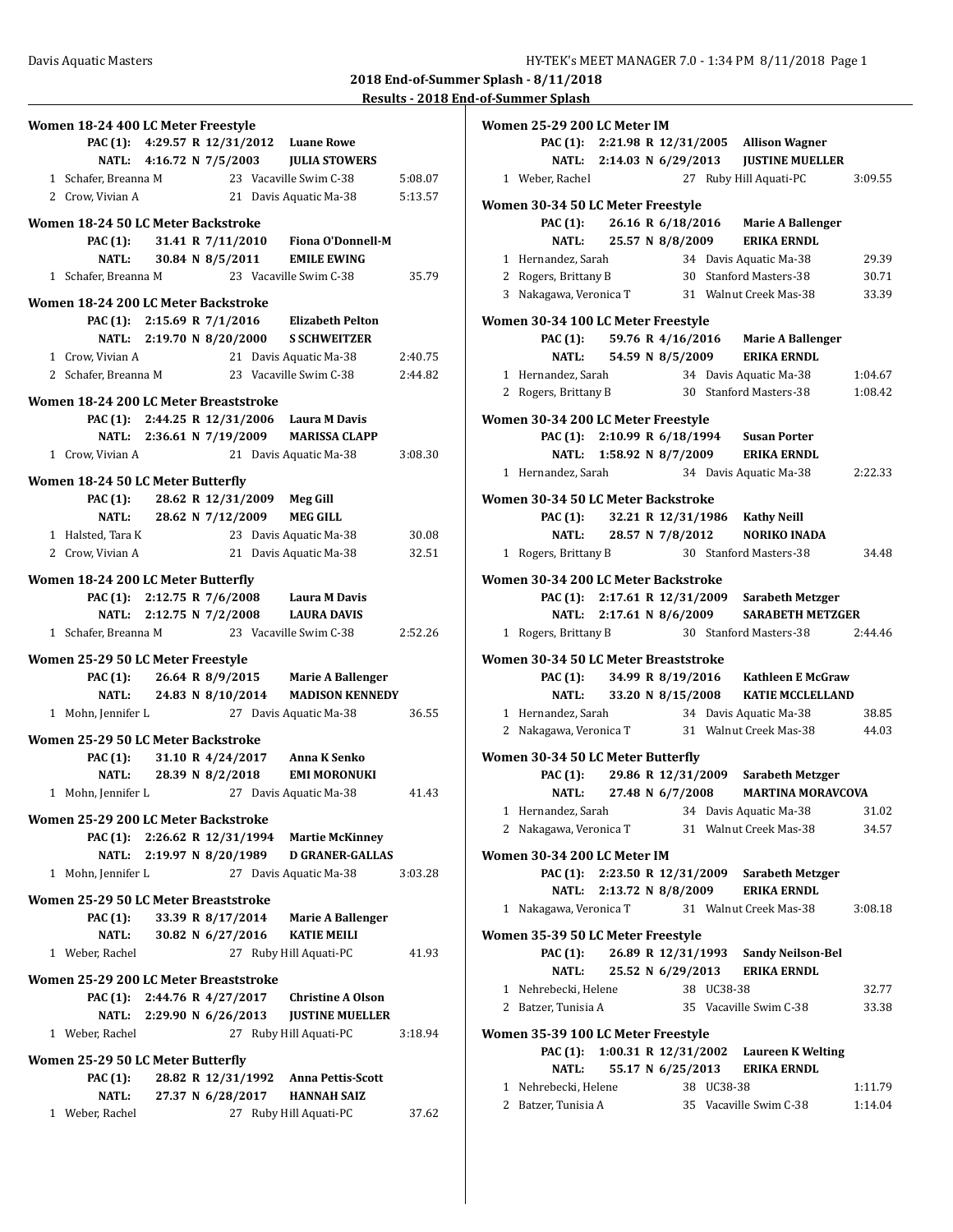## 2018 End-of-Summer Splash - 8/11/2018

### Results - 2018 End-of-Summer Splash

**Women 18-24 400 LC Meter Freestyle**

| | | | | |
|---|---|---|---|---|
| PAC (1): | 4:29.57 R 12/31/2012 | Luane Rowe | | |
| NATL: | 4:16.72 N 7/5/2003 | JULIA STOWERS | | |
| 1 | Schafer, Breanna M | 23 | Vacaville Swim C-38 | 5:08.07 |
| 2 | Crow, Vivian A | 21 | Davis Aquatic Ma-38 | 5:13.57 |

**Women 18-24 50 LC Meter Backstroke**

| | | | | |
|---|---|---|---|---|
| PAC (1): | 31.41 R 7/11/2010 | Fiona O'Donnell-M | | |
| NATL: | 30.84 N 8/5/2011 | EMILE EWING | | |
| 1 | Schafer, Breanna M | 23 | Vacaville Swim C-38 | 35.79 |

**Women 18-24 200 LC Meter Backstroke**

| | | | | |
|---|---|---|---|---|
| PAC (1): | 2:15.69 R 7/1/2016 | Elizabeth Pelton | | |
| NATL: | 2:19.70 N 8/20/2000 | S SCHWEITZER | | |
| 1 | Crow, Vivian A | 21 | Davis Aquatic Ma-38 | 2:40.75 |
| 2 | Schafer, Breanna M | 23 | Vacaville Swim C-38 | 2:44.82 |

**Women 18-24 200 LC Meter Breaststroke**

| | | | | |
|---|---|---|---|---|
| PAC (1): | 2:44.25 R 12/31/2006 | Laura M Davis | | |
| NATL: | 2:36.61 N 7/19/2009 | MARISSA CLAPP | | |
| 1 | Crow, Vivian A | 21 | Davis Aquatic Ma-38 | 3:08.30 |

**Women 18-24 50 LC Meter Butterfly**

| | | | | |
|---|---|---|---|---|
| PAC (1): | 28.62 R 12/31/2009 | Meg Gill | | |
| NATL: | 28.62 N 7/12/2009 | MEG GILL | | |
| 1 | Halsted, Tara K | 23 | Davis Aquatic Ma-38 | 30.08 |
| 2 | Crow, Vivian A | 21 | Davis Aquatic Ma-38 | 32.51 |

**Women 18-24 200 LC Meter Butterfly**

| | | | | |
|---|---|---|---|---|
| PAC (1): | 2:12.75 R 7/6/2008 | Laura M Davis | | |
| NATL: | 2:12.75 N 7/2/2008 | LAURA DAVIS | | |
| 1 | Schafer, Breanna M | 23 | Vacaville Swim C-38 | 2:52.26 |

**Women 25-29 50 LC Meter Freestyle**

| | | | | |
|---|---|---|---|---|
| PAC (1): | 26.64 R 8/9/2015 | Marie A Ballenger | | |
| NATL: | 24.83 N 8/10/2014 | MADISON KENNEDY | | |
| 1 | Mohn, Jennifer L | 27 | Davis Aquatic Ma-38 | 36.55 |

**Women 25-29 50 LC Meter Backstroke**

| | | | | |
|---|---|---|---|---|
| PAC (1): | 31.10 R 4/24/2017 | Anna K Senko | | |
| NATL: | 28.39 N 8/2/2018 | EMI MORONUKI | | |
| 1 | Mohn, Jennifer L | 27 | Davis Aquatic Ma-38 | 41.43 |

**Women 25-29 200 LC Meter Backstroke**

| | | | | |
|---|---|---|---|---|
| PAC (1): | 2:26.62 R 12/31/1994 | Martie McKinney | | |
| NATL: | 2:19.97 N 8/20/1989 | D GRANER-GALLAS | | |
| 1 | Mohn, Jennifer L | 27 | Davis Aquatic Ma-38 | 3:03.28 |

**Women 25-29 50 LC Meter Breaststroke**

| | | | | |
|---|---|---|---|---|
| PAC (1): | 33.39 R 8/17/2014 | Marie A Ballenger | | |
| NATL: | 30.82 N 6/27/2016 | KATIE MEILI | | |
| 1 | Weber, Rachel | 27 | Ruby Hill Aquati-PC | 41.93 |

**Women 25-29 200 LC Meter Breaststroke**

| | | | | |
|---|---|---|---|---|
| PAC (1): | 2:44.76 R 4/27/2017 | Christine A Olson | | |
| NATL: | 2:29.90 N 6/26/2013 | JUSTINE MUELLER | | |
| 1 | Weber, Rachel | 27 | Ruby Hill Aquati-PC | 3:18.94 |

**Women 25-29 50 LC Meter Butterfly**

| | | | | |
|---|---|---|---|---|
| PAC (1): | 28.82 R 12/31/1992 | Anna Pettis-Scott | | |
| NATL: | 27.37 N 6/28/2017 | HANNAH SAIZ | | |
| 1 | Weber, Rachel | 27 | Ruby Hill Aquati-PC | 37.62 |

**Women 25-29 200 LC Meter IM**

| | | | | |
|---|---|---|---|---|
| PAC (1): | 2:21.98 R 12/31/2005 | Allison Wagner | | |
| NATL: | 2:14.03 N 6/29/2013 | JUSTINE MUELLER | | |
| 1 | Weber, Rachel | 27 | Ruby Hill Aquati-PC | 3:09.55 |

**Women 30-34 50 LC Meter Freestyle**

| | | | | |
|---|---|---|---|---|
| PAC (1): | 26.16 R 6/18/2016 | Marie A Ballenger | | |
| NATL: | 25.57 N 8/8/2009 | ERIKA ERNDL | | |
| 1 | Hernandez, Sarah | 34 | Davis Aquatic Ma-38 | 29.39 |
| 2 | Rogers, Brittany B | 30 | Stanford Masters-38 | 30.71 |
| 3 | Nakagawa, Veronica T | 31 | Walnut Creek Mas-38 | 33.39 |

**Women 30-34 100 LC Meter Freestyle**

| | | | | |
|---|---|---|---|---|
| PAC (1): | 59.76 R 4/16/2016 | Marie A Ballenger | | |
| NATL: | 54.59 N 8/5/2009 | ERIKA ERNDL | | |
| 1 | Hernandez, Sarah | 34 | Davis Aquatic Ma-38 | 1:04.67 |
| 2 | Rogers, Brittany B | 30 | Stanford Masters-38 | 1:08.42 |

**Women 30-34 200 LC Meter Freestyle**

| | | | | |
|---|---|---|---|---|
| PAC (1): | 2:10.99 R 6/18/1994 | Susan Porter | | |
| NATL: | 1:58.92 N 8/7/2009 | ERIKA ERNDL | | |
| 1 | Hernandez, Sarah | 34 | Davis Aquatic Ma-38 | 2:22.33 |

**Women 30-34 50 LC Meter Backstroke**

| | | | | |
|---|---|---|---|---|
| PAC (1): | 32.21 R 12/31/1986 | Kathy Neill | | |
| NATL: | 28.57 N 7/8/2012 | NORIKO INADA | | |
| 1 | Rogers, Brittany B | 30 | Stanford Masters-38 | 34.48 |

**Women 30-34 200 LC Meter Backstroke**

| | | | | |
|---|---|---|---|---|
| PAC (1): | 2:17.61 R 12/31/2009 | Sarabeth Metzger | | |
| NATL: | 2:17.61 N 8/6/2009 | SARABETH METZGER | | |
| 1 | Rogers, Brittany B | 30 | Stanford Masters-38 | 2:44.46 |

**Women 30-34 50 LC Meter Breaststroke**

| | | | | |
|---|---|---|---|---|
| PAC (1): | 34.99 R 8/19/2016 | Kathleen E McGraw | | |
| NATL: | 33.20 N 8/15/2008 | KATIE MCCLELLAND | | |
| 1 | Hernandez, Sarah | 34 | Davis Aquatic Ma-38 | 38.85 |
| 2 | Nakagawa, Veronica T | 31 | Walnut Creek Mas-38 | 44.03 |

**Women 30-34 50 LC Meter Butterfly**

| | | | | |
|---|---|---|---|---|
| PAC (1): | 29.86 R 12/31/2009 | Sarabeth Metzger | | |
| NATL: | 27.48 N 6/7/2008 | MARTINA MORAVCOVA | | |
| 1 | Hernandez, Sarah | 34 | Davis Aquatic Ma-38 | 31.02 |
| 2 | Nakagawa, Veronica T | 31 | Walnut Creek Mas-38 | 34.57 |

**Women 30-34 200 LC Meter IM**

| | | | | |
|---|---|---|---|---|
| PAC (1): | 2:23.50 R 12/31/2009 | Sarabeth Metzger | | |
| NATL: | 2:13.72 N 8/8/2009 | ERIKA ERNDL | | |
| 1 | Nakagawa, Veronica T | 31 | Walnut Creek Mas-38 | 3:08.18 |

**Women 35-39 50 LC Meter Freestyle**

| | | | | |
|---|---|---|---|---|
| PAC (1): | 26.89 R 12/31/1993 | Sandy Neilson-Bel | | |
| NATL: | 25.52 N 6/29/2013 | ERIKA ERNDL | | |
| 1 | Nehrebecki, Helene | 38 | UC38-38 | 32.77 |
| 2 | Batzer, Tunisia A | 35 | Vacaville Swim C-38 | 33.38 |

**Women 35-39 100 LC Meter Freestyle**

| | | | | |
|---|---|---|---|---|
| PAC (1): | 1:00.31 R 12/31/2002 | Laureen K Welting | | |
| NATL: | 55.17 N 6/25/2013 | ERIKA ERNDL | | |
| 1 | Nehrebecki, Helene | 38 | UC38-38 | 1:11.79 |
| 2 | Batzer, Tunisia A | 35 | Vacaville Swim C-38 | 1:14.04 |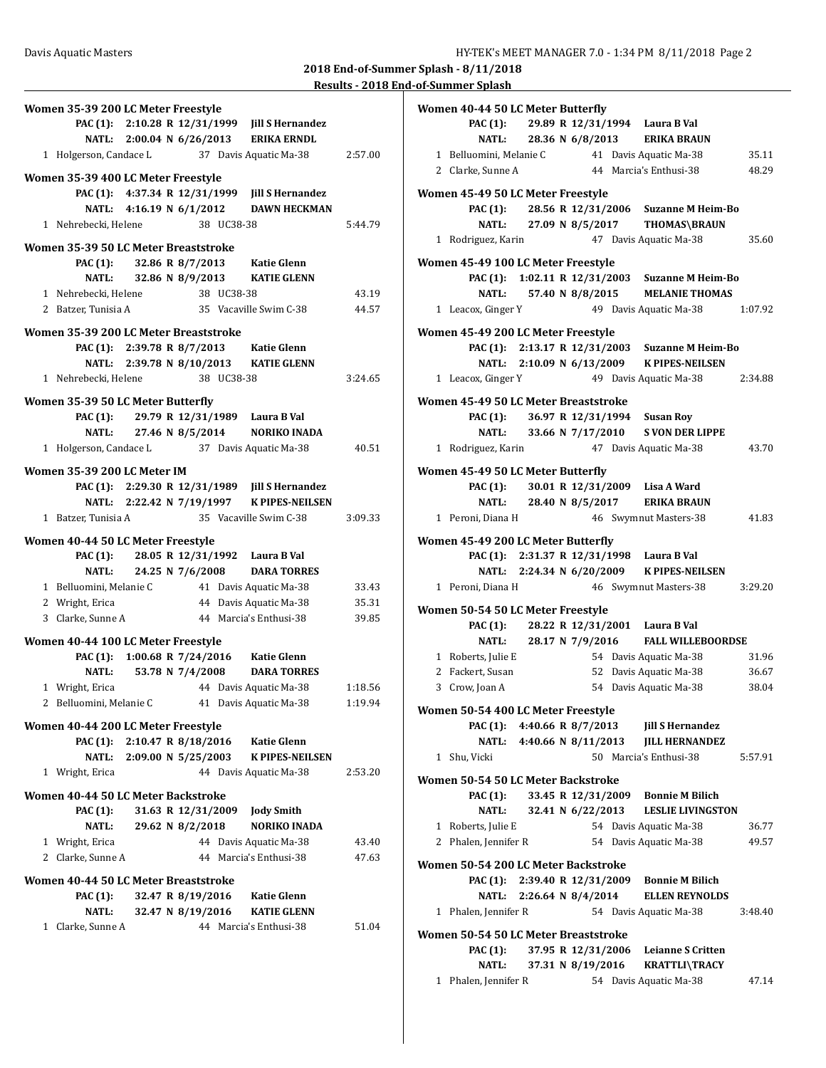**2018 End-of-Summer Splash - 8/11/2018**

**Results - 2018 End-of-Summer Splash**

### Women 35-39 200 LC Meter Freestyle

PAC (1): 2:10.28 R 12/31/1999 Jill S Hernandez
NATL: 2:00.04 N 6/26/2013 ERIKA ERNDL

| Place | Name | Age | Team | Time |
|---|---|---|---|---|
| 1 | Holgerson, Candace L | 37 | Davis Aquatic Ma-38 | 2:57.00 |

### Women 35-39 400 LC Meter Freestyle

PAC (1): 4:37.34 R 12/31/1999 Jill S Hernandez
NATL: 4:16.19 N 6/1/2012 DAWN HECKMAN

| Place | Name | Age | Team | Time |
|---|---|---|---|---|
| 1 | Nehrebecki, Helene | 38 | UC38-38 | 5:44.79 |

### Women 35-39 50 LC Meter Breaststroke

PAC (1): 32.86 R 8/7/2013 Katie Glenn
NATL: 32.86 N 8/9/2013 KATIE GLENN

| Place | Name | Age | Team | Time |
|---|---|---|---|---|
| 1 | Nehrebecki, Helene | 38 | UC38-38 | 43.19 |
| 2 | Batzer, Tunisia A | 35 | Vacaville Swim C-38 | 44.57 |

### Women 35-39 200 LC Meter Breaststroke

PAC (1): 2:39.78 R 8/7/2013 Katie Glenn
NATL: 2:39.78 N 8/10/2013 KATIE GLENN

| Place | Name | Age | Team | Time |
|---|---|---|---|---|
| 1 | Nehrebecki, Helene | 38 | UC38-38 | 3:24.65 |

### Women 35-39 50 LC Meter Butterfly

PAC (1): 29.79 R 12/31/1989 Laura B Val
NATL: 27.46 N 8/5/2014 NORIKO INADA

| Place | Name | Age | Team | Time |
|---|---|---|---|---|
| 1 | Holgerson, Candace L | 37 | Davis Aquatic Ma-38 | 40.51 |

### Women 35-39 200 LC Meter IM

PAC (1): 2:29.30 R 12/31/1989 Jill S Hernandez
NATL: 2:22.42 N 7/19/1997 K PIPES-NEILSEN

| Place | Name | Age | Team | Time |
|---|---|---|---|---|
| 1 | Batzer, Tunisia A | 35 | Vacaville Swim C-38 | 3:09.33 |

### Women 40-44 50 LC Meter Freestyle

PAC (1): 28.05 R 12/31/1992 Laura B Val
NATL: 24.25 N 7/6/2008 DARA TORRES

| Place | Name | Age | Team | Time |
|---|---|---|---|---|
| 1 | Belluomini, Melanie C | 41 | Davis Aquatic Ma-38 | 33.43 |
| 2 | Wright, Erica | 44 | Davis Aquatic Ma-38 | 35.31 |
| 3 | Clarke, Sunne A | 44 | Marcia's Enthusi-38 | 39.85 |

### Women 40-44 100 LC Meter Freestyle

PAC (1): 1:00.68 R 7/24/2016 Katie Glenn
NATL: 53.78 N 7/4/2008 DARA TORRES

| Place | Name | Age | Team | Time |
|---|---|---|---|---|
| 1 | Wright, Erica | 44 | Davis Aquatic Ma-38 | 1:18.56 |
| 2 | Belluomini, Melanie C | 41 | Davis Aquatic Ma-38 | 1:19.94 |

### Women 40-44 200 LC Meter Freestyle

PAC (1): 2:10.47 R 8/18/2016 Katie Glenn
NATL: 2:09.00 N 5/25/2003 K PIPES-NEILSEN

| Place | Name | Age | Team | Time |
|---|---|---|---|---|
| 1 | Wright, Erica | 44 | Davis Aquatic Ma-38 | 2:53.20 |

### Women 40-44 50 LC Meter Backstroke

PAC (1): 31.63 R 12/31/2009 Jody Smith
NATL: 29.62 N 8/2/2018 NORIKO INADA

| Place | Name | Age | Team | Time |
|---|---|---|---|---|
| 1 | Wright, Erica | 44 | Davis Aquatic Ma-38 | 43.40 |
| 2 | Clarke, Sunne A | 44 | Marcia's Enthusi-38 | 47.63 |

### Women 40-44 50 LC Meter Breaststroke

PAC (1): 32.47 R 8/19/2016 Katie Glenn
NATL: 32.47 N 8/19/2016 KATIE GLENN

| Place | Name | Age | Team | Time |
|---|---|---|---|---|
| 1 | Clarke, Sunne A | 44 | Marcia's Enthusi-38 | 51.04 |

### Women 40-44 50 LC Meter Butterfly

PAC (1): 29.89 R 12/31/1994 Laura B Val
NATL: 28.36 N 6/8/2013 ERIKA BRAUN

| Place | Name | Age | Team | Time |
|---|---|---|---|---|
| 1 | Belluomini, Melanie C | 41 | Davis Aquatic Ma-38 | 35.11 |
| 2 | Clarke, Sunne A | 44 | Marcia's Enthusi-38 | 48.29 |

### Women 45-49 50 LC Meter Freestyle

PAC (1): 28.56 R 12/31/2006 Suzanne M Heim-Bo
NATL: 27.09 N 8/5/2017 THOMAS\BRAUN

| Place | Name | Age | Team | Time |
|---|---|---|---|---|
| 1 | Rodriguez, Karin | 47 | Davis Aquatic Ma-38 | 35.60 |

### Women 45-49 100 LC Meter Freestyle

PAC (1): 1:02.11 R 12/31/2003 Suzanne M Heim-Bo
NATL: 57.40 N 8/8/2015 MELANIE THOMAS

| Place | Name | Age | Team | Time |
|---|---|---|---|---|
| 1 | Leacox, Ginger Y | 49 | Davis Aquatic Ma-38 | 1:07.92 |

### Women 45-49 200 LC Meter Freestyle

PAC (1): 2:13.17 R 12/31/2003 Suzanne M Heim-Bo
NATL: 2:10.09 N 6/13/2009 K PIPES-NEILSEN

| Place | Name | Age | Team | Time |
|---|---|---|---|---|
| 1 | Leacox, Ginger Y | 49 | Davis Aquatic Ma-38 | 2:34.88 |

### Women 45-49 50 LC Meter Breaststroke

PAC (1): 36.97 R 12/31/1994 Susan Roy
NATL: 33.66 N 7/17/2010 S VON DER LIPPE

| Place | Name | Age | Team | Time |
|---|---|---|---|---|
| 1 | Rodriguez, Karin | 47 | Davis Aquatic Ma-38 | 43.70 |

### Women 45-49 50 LC Meter Butterfly

PAC (1): 30.01 R 12/31/2009 Lisa A Ward
NATL: 28.40 N 8/5/2017 ERIKA BRAUN

| Place | Name | Age | Team | Time |
|---|---|---|---|---|
| 1 | Peroni, Diana H | 46 | Swymnut Masters-38 | 41.83 |

### Women 45-49 200 LC Meter Butterfly

PAC (1): 2:31.37 R 12/31/1998 Laura B Val
NATL: 2:24.34 N 6/20/2009 K PIPES-NEILSEN

| Place | Name | Age | Team | Time |
|---|---|---|---|---|
| 1 | Peroni, Diana H | 46 | Swymnut Masters-38 | 3:29.20 |

### Women 50-54 50 LC Meter Freestyle

PAC (1): 28.22 R 12/31/2001 Laura B Val
NATL: 28.17 N 7/9/2016 FALL WILLEBOORDSE

| Place | Name | Age | Team | Time |
|---|---|---|---|---|
| 1 | Roberts, Julie E | 54 | Davis Aquatic Ma-38 | 31.96 |
| 2 | Fackert, Susan | 52 | Davis Aquatic Ma-38 | 36.67 |
| 3 | Crow, Joan A | 54 | Davis Aquatic Ma-38 | 38.04 |

### Women 50-54 400 LC Meter Freestyle

PAC (1): 4:40.66 R 8/7/2013 Jill S Hernandez
NATL: 4:40.66 N 8/11/2013 JILL HERNANDEZ

| Place | Name | Age | Team | Time |
|---|---|---|---|---|
| 1 | Shu, Vicki | 50 | Marcia's Enthusi-38 | 5:57.91 |

### Women 50-54 50 LC Meter Backstroke

PAC (1): 33.45 R 12/31/2009 Bonnie M Bilich
NATL: 32.41 N 6/22/2013 LESLIE LIVINGSTON

| Place | Name | Age | Team | Time |
|---|---|---|---|---|
| 1 | Roberts, Julie E | 54 | Davis Aquatic Ma-38 | 36.77 |
| 2 | Phalen, Jennifer R | 54 | Davis Aquatic Ma-38 | 49.57 |

### Women 50-54 200 LC Meter Backstroke

PAC (1): 2:39.40 R 12/31/2009 Bonnie M Bilich
NATL: 2:26.64 N 8/4/2014 ELLEN REYNOLDS

| Place | Name | Age | Team | Time |
|---|---|---|---|---|
| 1 | Phalen, Jennifer R | 54 | Davis Aquatic Ma-38 | 3:48.40 |

### Women 50-54 50 LC Meter Breaststroke

PAC (1): 37.95 R 12/31/2006 Leianne S Critten
NATL: 37.31 N 8/19/2016 KRATTLI\TRACY

| Place | Name | Age | Team | Time |
|---|---|---|---|---|
| 1 | Phalen, Jennifer R | 54 | Davis Aquatic Ma-38 | 47.14 |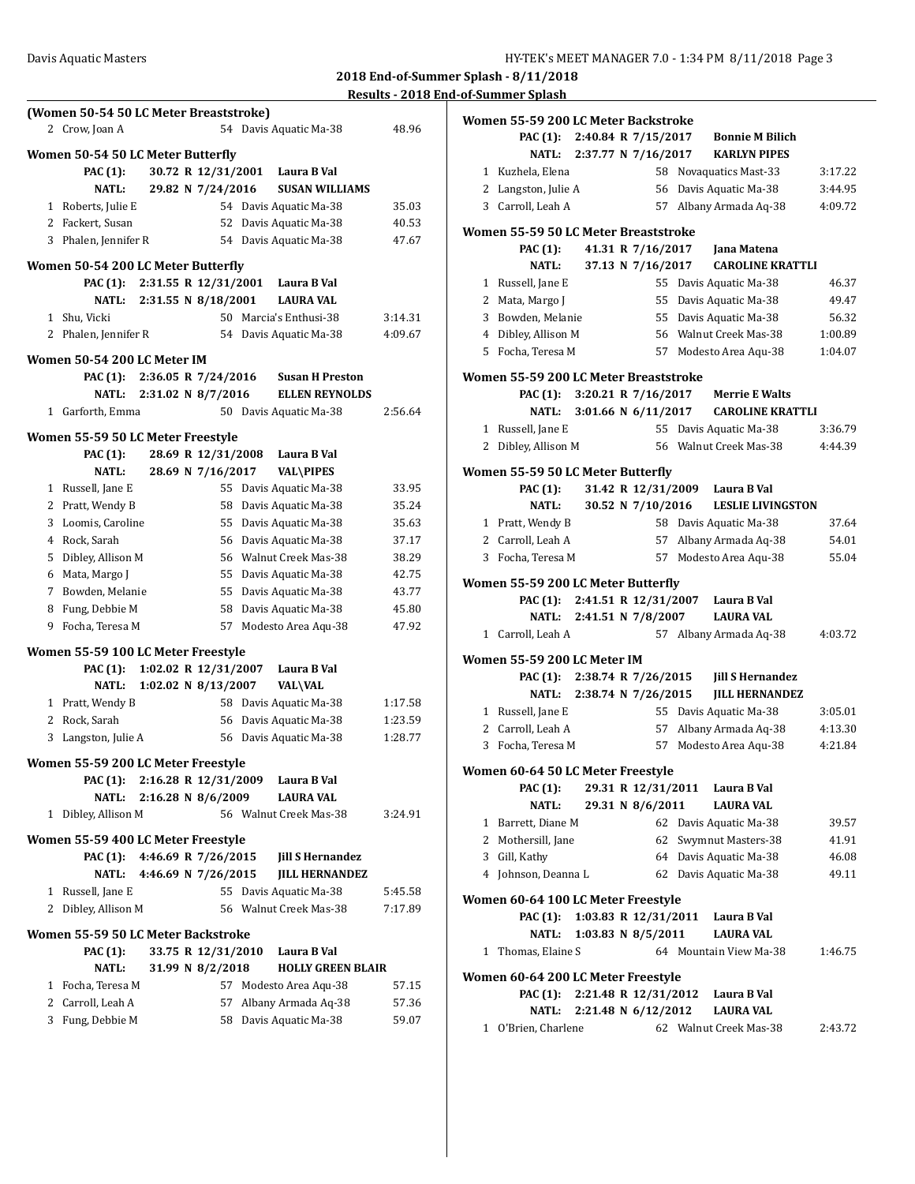# 2018 End-of-Summer Splash - 8/11/2018

## Results - 2018 End-of-Summer Splash

### (Women 50-54 50 LC Meter Breaststroke)

| Place | Name | Age | Team | Time |
|---|---|---|---|---|
| 2 | Crow, Joan A | 54 | Davis Aquatic Ma-38 | 48.96 |

### Women 50-54 50 LC Meter Butterfly

PAC (1): 30.72 R 12/31/2001 Laura B Val
NATL: 29.82 N 7/24/2016 SUSAN WILLIAMS

| Place | Name | Age | Team | Time |
|---|---|---|---|---|
| 1 | Roberts, Julie E | 54 | Davis Aquatic Ma-38 | 35.03 |
| 2 | Fackert, Susan | 52 | Davis Aquatic Ma-38 | 40.53 |
| 3 | Phalen, Jennifer R | 54 | Davis Aquatic Ma-38 | 47.67 |

### Women 50-54 200 LC Meter Butterfly

PAC (1): 2:31.55 R 12/31/2001 Laura B Val
NATL: 2:31.55 N 8/18/2001 LAURA VAL

| Place | Name | Age | Team | Time |
|---|---|---|---|---|
| 1 | Shu, Vicki | 50 | Marcia's Enthusi-38 | 3:14.31 |
| 2 | Phalen, Jennifer R | 54 | Davis Aquatic Ma-38 | 4:09.67 |

### Women 50-54 200 LC Meter IM

PAC (1): 2:36.05 R 7/24/2016 Susan H Preston
NATL: 2:31.02 N 8/7/2016 ELLEN REYNOLDS

| Place | Name | Age | Team | Time |
|---|---|---|---|---|
| 1 | Garforth, Emma | 50 | Davis Aquatic Ma-38 | 2:56.64 |

### Women 55-59 50 LC Meter Freestyle

PAC (1): 28.69 R 12/31/2008 Laura B Val
NATL: 28.69 N 7/16/2017 VAL\PIPES

| Place | Name | Age | Team | Time |
|---|---|---|---|---|
| 1 | Russell, Jane E | 55 | Davis Aquatic Ma-38 | 33.95 |
| 2 | Pratt, Wendy B | 58 | Davis Aquatic Ma-38 | 35.24 |
| 3 | Loomis, Caroline | 55 | Davis Aquatic Ma-38 | 35.63 |
| 4 | Rock, Sarah | 56 | Davis Aquatic Ma-38 | 37.17 |
| 5 | Dibley, Allison M | 56 | Walnut Creek Mas-38 | 38.29 |
| 6 | Mata, Margo J | 55 | Davis Aquatic Ma-38 | 42.75 |
| 7 | Bowden, Melanie | 55 | Davis Aquatic Ma-38 | 43.77 |
| 8 | Fung, Debbie M | 58 | Davis Aquatic Ma-38 | 45.80 |
| 9 | Focha, Teresa M | 57 | Modesto Area Aqu-38 | 47.92 |

### Women 55-59 100 LC Meter Freestyle

PAC (1): 1:02.02 R 12/31/2007 Laura B Val
NATL: 1:02.02 N 8/13/2007 VAL\VAL

| Place | Name | Age | Team | Time |
|---|---|---|---|---|
| 1 | Pratt, Wendy B | 58 | Davis Aquatic Ma-38 | 1:17.58 |
| 2 | Rock, Sarah | 56 | Davis Aquatic Ma-38 | 1:23.59 |
| 3 | Langston, Julie A | 56 | Davis Aquatic Ma-38 | 1:28.77 |

### Women 55-59 200 LC Meter Freestyle

PAC (1): 2:16.28 R 12/31/2009 Laura B Val
NATL: 2:16.28 N 8/6/2009 LAURA VAL

| Place | Name | Age | Team | Time |
|---|---|---|---|---|
| 1 | Dibley, Allison M | 56 | Walnut Creek Mas-38 | 3:24.91 |

### Women 55-59 400 LC Meter Freestyle

PAC (1): 4:46.69 R 7/26/2015 Jill S Hernandez
NATL: 4:46.69 N 7/26/2015 JILL HERNANDEZ

| Place | Name | Age | Team | Time |
|---|---|---|---|---|
| 1 | Russell, Jane E | 55 | Davis Aquatic Ma-38 | 5:45.58 |
| 2 | Dibley, Allison M | 56 | Walnut Creek Mas-38 | 7:17.89 |

### Women 55-59 50 LC Meter Backstroke

PAC (1): 33.75 R 12/31/2010 Laura B Val
NATL: 31.99 N 8/2/2018 HOLLY GREEN BLAIR

| Place | Name | Age | Team | Time |
|---|---|---|---|---|
| 1 | Focha, Teresa M | 57 | Modesto Area Aqu-38 | 57.15 |
| 2 | Carroll, Leah A | 57 | Albany Armada Aq-38 | 57.36 |
| 3 | Fung, Debbie M | 58 | Davis Aquatic Ma-38 | 59.07 |

### Women 55-59 200 LC Meter Backstroke

PAC (1): 2:40.84 R 7/15/2017 Bonnie M Bilich
NATL: 2:37.77 N 7/16/2017 KARLYN PIPES

| Place | Name | Age | Team | Time |
|---|---|---|---|---|
| 1 | Kuzhela, Elena | 58 | Novaquatics Mast-33 | 3:17.22 |
| 2 | Langston, Julie A | 56 | Davis Aquatic Ma-38 | 3:44.95 |
| 3 | Carroll, Leah A | 57 | Albany Armada Aq-38 | 4:09.72 |

### Women 55-59 50 LC Meter Breaststroke

PAC (1): 41.31 R 7/16/2017 Jana Matena
NATL: 37.13 N 7/16/2017 CAROLINE KRATTLI

| Place | Name | Age | Team | Time |
|---|---|---|---|---|
| 1 | Russell, Jane E | 55 | Davis Aquatic Ma-38 | 46.37 |
| 2 | Mata, Margo J | 55 | Davis Aquatic Ma-38 | 49.47 |
| 3 | Bowden, Melanie | 55 | Davis Aquatic Ma-38 | 56.32 |
| 4 | Dibley, Allison M | 56 | Walnut Creek Mas-38 | 1:00.89 |
| 5 | Focha, Teresa M | 57 | Modesto Area Aqu-38 | 1:04.07 |

### Women 55-59 200 LC Meter Breaststroke

PAC (1): 3:20.21 R 7/16/2017 Merrie E Walts
NATL: 3:01.66 N 6/11/2017 CAROLINE KRATTLI

| Place | Name | Age | Team | Time |
|---|---|---|---|---|
| 1 | Russell, Jane E | 55 | Davis Aquatic Ma-38 | 3:36.79 |
| 2 | Dibley, Allison M | 56 | Walnut Creek Mas-38 | 4:44.39 |

### Women 55-59 50 LC Meter Butterfly

PAC (1): 31.42 R 12/31/2009 Laura B Val
NATL: 30.52 N 7/10/2016 LESLIE LIVINGSTON

| Place | Name | Age | Team | Time |
|---|---|---|---|---|
| 1 | Pratt, Wendy B | 58 | Davis Aquatic Ma-38 | 37.64 |
| 2 | Carroll, Leah A | 57 | Albany Armada Aq-38 | 54.01 |
| 3 | Focha, Teresa M | 57 | Modesto Area Aqu-38 | 55.04 |

### Women 55-59 200 LC Meter Butterfly

PAC (1): 2:41.51 R 12/31/2007 Laura B Val
NATL: 2:41.51 N 7/8/2007 LAURA VAL

| Place | Name | Age | Team | Time |
|---|---|---|---|---|
| 1 | Carroll, Leah A | 57 | Albany Armada Aq-38 | 4:03.72 |

### Women 55-59 200 LC Meter IM

PAC (1): 2:38.74 R 7/26/2015 Jill S Hernandez
NATL: 2:38.74 N 7/26/2015 JILL HERNANDEZ

| Place | Name | Age | Team | Time |
|---|---|---|---|---|
| 1 | Russell, Jane E | 55 | Davis Aquatic Ma-38 | 3:05.01 |
| 2 | Carroll, Leah A | 57 | Albany Armada Aq-38 | 4:13.30 |
| 3 | Focha, Teresa M | 57 | Modesto Area Aqu-38 | 4:21.84 |

### Women 60-64 50 LC Meter Freestyle

PAC (1): 29.31 R 12/31/2011 Laura B Val
NATL: 29.31 N 8/6/2011 LAURA VAL

| Place | Name | Age | Team | Time |
|---|---|---|---|---|
| 1 | Barrett, Diane M | 62 | Davis Aquatic Ma-38 | 39.57 |
| 2 | Mothersill, Jane | 62 | Swymnut Masters-38 | 41.91 |
| 3 | Gill, Kathy | 64 | Davis Aquatic Ma-38 | 46.08 |
| 4 | Johnson, Deanna L | 62 | Davis Aquatic Ma-38 | 49.11 |

### Women 60-64 100 LC Meter Freestyle

PAC (1): 1:03.83 R 12/31/2011 Laura B Val
NATL: 1:03.83 N 8/5/2011 LAURA VAL

| Place | Name | Age | Team | Time |
|---|---|---|---|---|
| 1 | Thomas, Elaine S | 64 | Mountain View Ma-38 | 1:46.75 |

### Women 60-64 200 LC Meter Freestyle

PAC (1): 2:21.48 R 12/31/2012 Laura B Val
NATL: 2:21.48 N 6/12/2012 LAURA VAL

| Place | Name | Age | Team | Time |
|---|---|---|---|---|
| 1 | O'Brien, Charlene | 62 | Walnut Creek Mas-38 | 2:43.72 |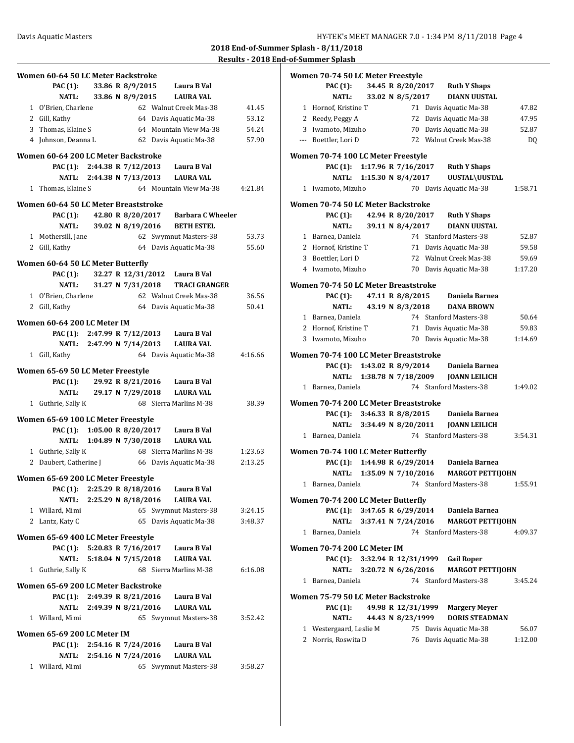## Results - 2018 End-of-Summer Splash

### Women 60-64 50 LC Meter Backstroke

PAC (1): 33.86 R 8/9/2015 Laura B Val
NATL: 33.86 N 8/9/2015 LAURA VAL

| Place | Name | Age | Team | Time |
|---|---|---|---|---|
| 1 | O'Brien, Charlene | 62 | Walnut Creek Mas-38 | 41.45 |
| 2 | Gill, Kathy | 64 | Davis Aquatic Ma-38 | 53.12 |
| 3 | Thomas, Elaine S | 64 | Mountain View Ma-38 | 54.24 |
| 4 | Johnson, Deanna L | 62 | Davis Aquatic Ma-38 | 57.90 |

### Women 60-64 200 LC Meter Backstroke

PAC (1): 2:44.38 R 7/12/2013 Laura B Val
NATL: 2:44.38 N 7/13/2013 LAURA VAL

| Place | Name | Age | Team | Time |
|---|---|---|---|---|
| 1 | Thomas, Elaine S | 64 | Mountain View Ma-38 | 4:21.84 |

### Women 60-64 50 LC Meter Breaststroke

PAC (1): 42.80 R 8/20/2017 Barbara C Wheeler
NATL: 39.02 N 8/19/2016 BETH ESTEL

| Place | Name | Age | Team | Time |
|---|---|---|---|---|
| 1 | Mothersill, Jane | 62 | Swymnut Masters-38 | 53.73 |
| 2 | Gill, Kathy | 64 | Davis Aquatic Ma-38 | 55.60 |

### Women 60-64 50 LC Meter Butterfly

PAC (1): 32.27 R 12/31/2012 Laura B Val
NATL: 31.27 N 7/31/2018 TRACI GRANGER

| Place | Name | Age | Team | Time |
|---|---|---|---|---|
| 1 | O'Brien, Charlene | 62 | Walnut Creek Mas-38 | 36.56 |
| 2 | Gill, Kathy | 64 | Davis Aquatic Ma-38 | 50.41 |

### Women 60-64 200 LC Meter IM

PAC (1): 2:47.99 R 7/12/2013 Laura B Val
NATL: 2:47.99 N 7/14/2013 LAURA VAL

| Place | Name | Age | Team | Time |
|---|---|---|---|---|
| 1 | Gill, Kathy | 64 | Davis Aquatic Ma-38 | 4:16.66 |

### Women 65-69 50 LC Meter Freestyle

PAC (1): 29.92 R 8/21/2016 Laura B Val
NATL: 29.17 N 7/29/2018 LAURA VAL

| Place | Name | Age | Team | Time |
|---|---|---|---|---|
| 1 | Guthrie, Sally K | 68 | Sierra Marlins M-38 | 38.39 |

### Women 65-69 100 LC Meter Freestyle

PAC (1): 1:05.00 R 8/20/2017 Laura B Val
NATL: 1:04.89 N 7/30/2018 LAURA VAL

| Place | Name | Age | Team | Time |
|---|---|---|---|---|
| 1 | Guthrie, Sally K | 68 | Sierra Marlins M-38 | 1:23.63 |
| 2 | Daubert, Catherine J | 66 | Davis Aquatic Ma-38 | 2:13.25 |

### Women 65-69 200 LC Meter Freestyle

PAC (1): 2:25.29 R 8/18/2016 Laura B Val
NATL: 2:25.29 N 8/18/2016 LAURA VAL

| Place | Name | Age | Team | Time |
|---|---|---|---|---|
| 1 | Willard, Mimi | 65 | Swymnut Masters-38 | 3:24.15 |
| 2 | Lantz, Katy C | 65 | Davis Aquatic Ma-38 | 3:48.37 |

### Women 65-69 400 LC Meter Freestyle

PAC (1): 5:20.83 R 7/16/2017 Laura B Val
NATL: 5:18.04 N 7/15/2018 LAURA VAL

| Place | Name | Age | Team | Time |
|---|---|---|---|---|
| 1 | Guthrie, Sally K | 68 | Sierra Marlins M-38 | 6:16.08 |

### Women 65-69 200 LC Meter Backstroke

PAC (1): 2:49.39 R 8/21/2016 Laura B Val
NATL: 2:49.39 N 8/21/2016 LAURA VAL

| Place | Name | Age | Team | Time |
|---|---|---|---|---|
| 1 | Willard, Mimi | 65 | Swymnut Masters-38 | 3:52.42 |

### Women 65-69 200 LC Meter IM

PAC (1): 2:54.16 R 7/24/2016 Laura B Val
NATL: 2:54.16 N 7/24/2016 LAURA VAL

| Place | Name | Age | Team | Time |
|---|---|---|---|---|
| 1 | Willard, Mimi | 65 | Swymnut Masters-38 | 3:58.27 |

### Women 70-74 50 LC Meter Freestyle

PAC (1): 34.45 R 8/20/2017 Ruth Y Shaps
NATL: 33.02 N 8/5/2017 DIANN UUSTAL

| Place | Name | Age | Team | Time |
|---|---|---|---|---|
| 1 | Hornof, Kristine T | 71 | Davis Aquatic Ma-38 | 47.82 |
| 2 | Reedy, Peggy A | 72 | Davis Aquatic Ma-38 | 47.95 |
| 3 | Iwamoto, Mizuho | 70 | Davis Aquatic Ma-38 | 52.87 |
| --- | Boettler, Lori D | 72 | Walnut Creek Mas-38 | DQ |

### Women 70-74 100 LC Meter Freestyle

PAC (1): 1:17.96 R 7/16/2017 Ruth Y Shaps
NATL: 1:15.30 N 8/4/2017 UUSTAL\UUSTAL

| Place | Name | Age | Team | Time |
|---|---|---|---|---|
| 1 | Iwamoto, Mizuho | 70 | Davis Aquatic Ma-38 | 1:58.71 |

### Women 70-74 50 LC Meter Backstroke

PAC (1): 42.94 R 8/20/2017 Ruth Y Shaps
NATL: 39.11 N 8/4/2017 DIANN UUSTAL

| Place | Name | Age | Team | Time |
|---|---|---|---|---|
| 1 | Barnea, Daniela | 74 | Stanford Masters-38 | 52.87 |
| 2 | Hornof, Kristine T | 71 | Davis Aquatic Ma-38 | 59.58 |
| 3 | Boettler, Lori D | 72 | Walnut Creek Mas-38 | 59.69 |
| 4 | Iwamoto, Mizuho | 70 | Davis Aquatic Ma-38 | 1:17.20 |

### Women 70-74 50 LC Meter Breaststroke

PAC (1): 47.11 R 8/8/2015 Daniela Barnea
NATL: 43.19 N 8/3/2018 DANA BROWN

| Place | Name | Age | Team | Time |
|---|---|---|---|---|
| 1 | Barnea, Daniela | 74 | Stanford Masters-38 | 50.64 |
| 2 | Hornof, Kristine T | 71 | Davis Aquatic Ma-38 | 59.83 |
| 3 | Iwamoto, Mizuho | 70 | Davis Aquatic Ma-38 | 1:14.69 |

### Women 70-74 100 LC Meter Breaststroke

PAC (1): 1:43.02 R 8/9/2014 Daniela Barnea
NATL: 1:38.78 N 7/18/2009 JOANN LEILICH

| Place | Name | Age | Team | Time |
|---|---|---|---|---|
| 1 | Barnea, Daniela | 74 | Stanford Masters-38 | 1:49.02 |

### Women 70-74 200 LC Meter Breaststroke

PAC (1): 3:46.33 R 8/8/2015 Daniela Barnea
NATL: 3:34.49 N 8/20/2011 JOANN LEILICH

| Place | Name | Age | Team | Time |
|---|---|---|---|---|
| 1 | Barnea, Daniela | 74 | Stanford Masters-38 | 3:54.31 |

### Women 70-74 100 LC Meter Butterfly

PAC (1): 1:44.98 R 6/29/2014 Daniela Barnea
NATL: 1:35.09 N 7/10/2016 MARGOT PETTIJOHN

| Place | Name | Age | Team | Time |
|---|---|---|---|---|
| 1 | Barnea, Daniela | 74 | Stanford Masters-38 | 1:55.91 |

### Women 70-74 200 LC Meter Butterfly

PAC (1): 3:47.65 R 6/29/2014 Daniela Barnea
NATL: 3:37.41 N 7/24/2016 MARGOT PETTIJOHN

| Place | Name | Age | Team | Time |
|---|---|---|---|---|
| 1 | Barnea, Daniela | 74 | Stanford Masters-38 | 4:09.37 |

### Women 70-74 200 LC Meter IM

PAC (1): 3:32.94 R 12/31/1999 Gail Roper
NATL: 3:20.72 N 6/26/2016 MARGOT PETTIJOHN

| Place | Name | Age | Team | Time |
|---|---|---|---|---|
| 1 | Barnea, Daniela | 74 | Stanford Masters-38 | 3:45.24 |

### Women 75-79 50 LC Meter Backstroke

PAC (1): 49.98 R 12/31/1999 Margery Meyer
NATL: 44.43 N 8/23/1999 DORIS STEADMAN

| Place | Name | Age | Team | Time |
|---|---|---|---|---|
| 1 | Westergaard, Leslie M | 75 | Davis Aquatic Ma-38 | 56.07 |
| 2 | Norris, Roswita D | 76 | Davis Aquatic Ma-38 | 1:12.00 |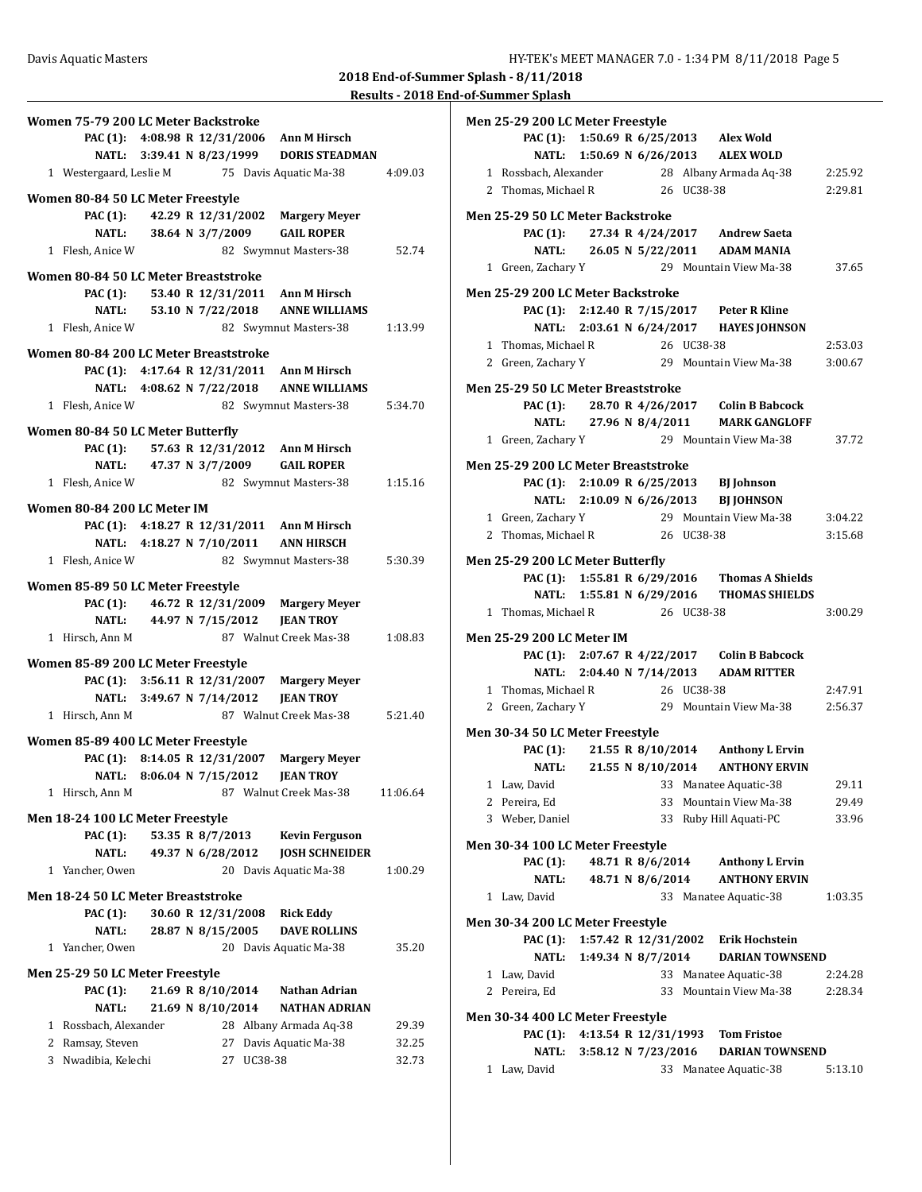## 2018 End-of-Summer Splash - 8/11/2018

### Results - 2018 End-of-Summer Splash

**Women 75-79 200 LC Meter Backstroke**

PAC (1): 4:08.98 R 12/31/2006 Ann M Hirsch
NATL: 3:39.41 N 8/23/1999 DORIS STEADMAN

1 Westergaard, Leslie M 75 Davis Aquatic Ma-38 4:09.03

**Women 80-84 50 LC Meter Freestyle**

PAC (1): 42.29 R 12/31/2002 Margery Meyer
NATL: 38.64 N 3/7/2009 GAIL ROPER

1 Flesh, Anice W 82 Swymnut Masters-38 52.74

**Women 80-84 50 LC Meter Breaststroke**

PAC (1): 53.40 R 12/31/2011 Ann M Hirsch
NATL: 53.10 N 7/22/2018 ANNE WILLIAMS

1 Flesh, Anice W 82 Swymnut Masters-38 1:13.99

**Women 80-84 200 LC Meter Breaststroke**

PAC (1): 4:17.64 R 12/31/2011 Ann M Hirsch
NATL: 4:08.62 N 7/22/2018 ANNE WILLIAMS

1 Flesh, Anice W 82 Swymnut Masters-38 5:34.70

**Women 80-84 50 LC Meter Butterfly**

PAC (1): 57.63 R 12/31/2012 Ann M Hirsch
NATL: 47.37 N 3/7/2009 GAIL ROPER

1 Flesh, Anice W 82 Swymnut Masters-38 1:15.16

**Women 80-84 200 LC Meter IM**

PAC (1): 4:18.27 R 12/31/2011 Ann M Hirsch
NATL: 4:18.27 N 7/10/2011 ANN HIRSCH

1 Flesh, Anice W 82 Swymnut Masters-38 5:30.39

**Women 85-89 50 LC Meter Freestyle**

PAC (1): 46.72 R 12/31/2009 Margery Meyer
NATL: 44.97 N 7/15/2012 JEAN TROY

1 Hirsch, Ann M 87 Walnut Creek Mas-38 1:08.83

**Women 85-89 200 LC Meter Freestyle**

PAC (1): 3:56.11 R 12/31/2007 Margery Meyer
NATL: 3:49.67 N 7/14/2012 JEAN TROY

1 Hirsch, Ann M 87 Walnut Creek Mas-38 5:21.40

**Women 85-89 400 LC Meter Freestyle**

PAC (1): 8:14.05 R 12/31/2007 Margery Meyer
NATL: 8:06.04 N 7/15/2012 JEAN TROY

1 Hirsch, Ann M 87 Walnut Creek Mas-38 11:06.64

**Men 18-24 100 LC Meter Freestyle**

PAC (1): 53.35 R 8/7/2013 Kevin Ferguson
NATL: 49.37 N 6/28/2012 JOSH SCHNEIDER

1 Yancher, Owen 20 Davis Aquatic Ma-38 1:00.29

**Men 18-24 50 LC Meter Breaststroke**

PAC (1): 30.60 R 12/31/2008 Rick Eddy
NATL: 28.87 N 8/15/2005 DAVE ROLLINS

1 Yancher, Owen 20 Davis Aquatic Ma-38 35.20

**Men 25-29 50 LC Meter Freestyle**

PAC (1): 21.69 R 8/10/2014 Nathan Adrian
NATL: 21.69 N 8/10/2014 NATHAN ADRIAN

1 Rossbach, Alexander 28 Albany Armada Aq-38 29.39
2 Ramsay, Steven 27 Davis Aquatic Ma-38 32.25
3 Nwadibia, Kelechi 27 UC38-38 32.73

**Men 25-29 200 LC Meter Freestyle**

PAC (1): 1:50.69 R 6/25/2013 Alex Wold
NATL: 1:50.69 N 6/26/2013 ALEX WOLD

1 Rossbach, Alexander 28 Albany Armada Aq-38 2:25.92
2 Thomas, Michael R 26 UC38-38 2:29.81

**Men 25-29 50 LC Meter Backstroke**

PAC (1): 27.34 R 4/24/2017 Andrew Saeta
NATL: 26.05 N 5/22/2011 ADAM MANIA

1 Green, Zachary Y 29 Mountain View Ma-38 37.65

**Men 25-29 200 LC Meter Backstroke**

PAC (1): 2:12.40 R 7/15/2017 Peter R Kline
NATL: 2:03.61 N 6/24/2017 HAYES JOHNSON

1 Thomas, Michael R 26 UC38-38 2:53.03
2 Green, Zachary Y 29 Mountain View Ma-38 3:00.67

**Men 25-29 50 LC Meter Breaststroke**

PAC (1): 28.70 R 4/26/2017 Colin B Babcock
NATL: 27.96 N 8/4/2011 MARK GANGLOFF

1 Green, Zachary Y 29 Mountain View Ma-38 37.72

**Men 25-29 200 LC Meter Breaststroke**

PAC (1): 2:10.09 R 6/25/2013 BJ Johnson
NATL: 2:10.09 N 6/26/2013 BJ JOHNSON

1 Green, Zachary Y 29 Mountain View Ma-38 3:04.22
2 Thomas, Michael R 26 UC38-38 3:15.68

**Men 25-29 200 LC Meter Butterfly**

PAC (1): 1:55.81 R 6/29/2016 Thomas A Shields
NATL: 1:55.81 N 6/29/2016 THOMAS SHIELDS

1 Thomas, Michael R 26 UC38-38 3:00.29

**Men 25-29 200 LC Meter IM**

PAC (1): 2:07.67 R 4/22/2017 Colin B Babcock
NATL: 2:04.40 N 7/14/2013 ADAM RITTER

1 Thomas, Michael R 26 UC38-38 2:47.91
2 Green, Zachary Y 29 Mountain View Ma-38 2:56.37

**Men 30-34 50 LC Meter Freestyle**

PAC (1): 21.55 R 8/10/2014 Anthony L Ervin
NATL: 21.55 N 8/10/2014 ANTHONY ERVIN

1 Law, David 33 Manatee Aquatic-38 29.11
2 Pereira, Ed 33 Mountain View Ma-38 29.49
3 Weber, Daniel 33 Ruby Hill Aquati-PC 33.96

**Men 30-34 100 LC Meter Freestyle**

PAC (1): 48.71 R 8/6/2014 Anthony L Ervin
NATL: 48.71 N 8/6/2014 ANTHONY ERVIN

1 Law, David 33 Manatee Aquatic-38 1:03.35

**Men 30-34 200 LC Meter Freestyle**

PAC (1): 1:57.42 R 12/31/2002 Erik Hochstein
NATL: 1:49.34 N 8/7/2014 DARIAN TOWNSEND

1 Law, David 33 Manatee Aquatic-38 2:24.28
2 Pereira, Ed 33 Mountain View Ma-38 2:28.34

**Men 30-34 400 LC Meter Freestyle**

PAC (1): 4:13.54 R 12/31/1993 Tom Fristoe
NATL: 3:58.12 N 7/23/2016 DARIAN TOWNSEND

1 Law, David 33 Manatee Aquatic-38 5:13.10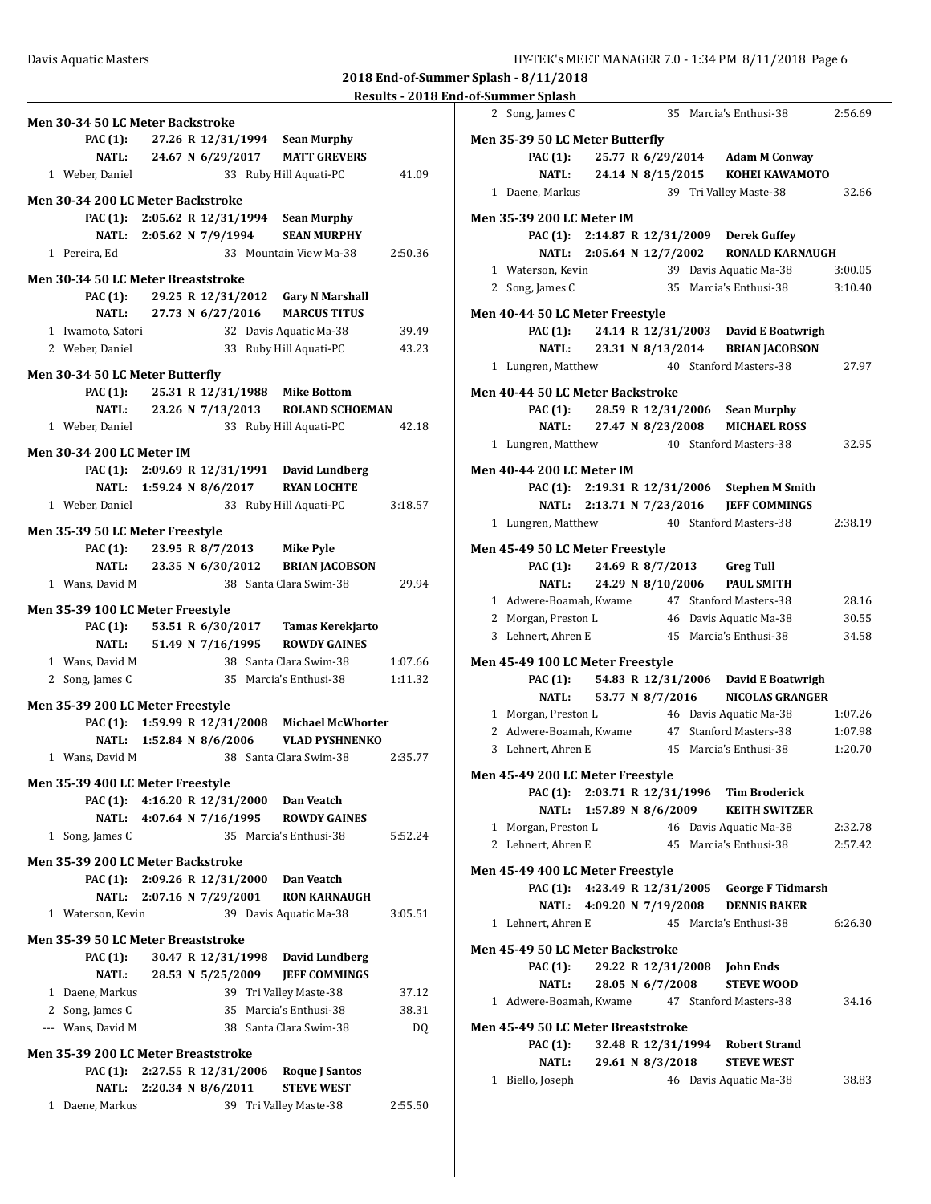## 2018 End-of-Summer Splash - 8/11/2018

### Results - 2018 End-of-Summer Splash

**Men 30-34 50 LC Meter Backstroke**

| | | | | |
|---|---|---|---|---|
| PAC (1): | 27.26 R 12/31/1994 | Sean Murphy | | |
| NATL: | 24.67 N 6/29/2017 | MATT GREVERS | | |
| 1 Weber, Daniel | | 33 | Ruby Hill Aquati-PC | 41.09 |

**Men 30-34 200 LC Meter Backstroke**

| | | | | |
|---|---|---|---|---|
| PAC (1): | 2:05.62 R 12/31/1994 | Sean Murphy | | |
| NATL: | 2:05.62 N 7/9/1994 | SEAN MURPHY | | |
| 1 Pereira, Ed | | 33 | Mountain View Ma-38 | 2:50.36 |

**Men 30-34 50 LC Meter Breaststroke**

| | | | | |
|---|---|---|---|---|
| PAC (1): | 29.25 R 12/31/2012 | Gary N Marshall | | |
| NATL: | 27.73 N 6/27/2016 | MARCUS TITUS | | |
| 1 Iwamoto, Satori | | 32 | Davis Aquatic Ma-38 | 39.49 |
| 2 Weber, Daniel | | 33 | Ruby Hill Aquati-PC | 43.23 |

**Men 30-34 50 LC Meter Butterfly**

| | | | | |
|---|---|---|---|---|
| PAC (1): | 25.31 R 12/31/1988 | Mike Bottom | | |
| NATL: | 23.26 N 7/13/2013 | ROLAND SCHOEMAN | | |
| 1 Weber, Daniel | | 33 | Ruby Hill Aquati-PC | 42.18 |

**Men 30-34 200 LC Meter IM**

| | | | | |
|---|---|---|---|---|
| PAC (1): | 2:09.69 R 12/31/1991 | David Lundberg | | |
| NATL: | 1:59.24 N 8/6/2017 | RYAN LOCHTE | | |
| 1 Weber, Daniel | | 33 | Ruby Hill Aquati-PC | 3:18.57 |

**Men 35-39 50 LC Meter Freestyle**

| | | | | |
|---|---|---|---|---|
| PAC (1): | 23.95 R 8/7/2013 | Mike Pyle | | |
| NATL: | 23.35 N 6/30/2012 | BRIAN JACOBSON | | |
| 1 Wans, David M | | 38 | Santa Clara Swim-38 | 29.94 |

**Men 35-39 100 LC Meter Freestyle**

| | | | | |
|---|---|---|---|---|
| PAC (1): | 53.51 R 6/30/2017 | Tamas Kerekjarto | | |
| NATL: | 51.49 N 7/16/1995 | ROWDY GAINES | | |
| 1 Wans, David M | | 38 | Santa Clara Swim-38 | 1:07.66 |
| 2 Song, James C | | 35 | Marcia's Enthusi-38 | 1:11.32 |

**Men 35-39 200 LC Meter Freestyle**

| | | | | |
|---|---|---|---|---|
| PAC (1): | 1:59.99 R 12/31/2008 | Michael McWhorter | | |
| NATL: | 1:52.84 N 8/6/2006 | VLAD PYSHNENKO | | |
| 1 Wans, David M | | 38 | Santa Clara Swim-38 | 2:35.77 |

**Men 35-39 400 LC Meter Freestyle**

| | | | | |
|---|---|---|---|---|
| PAC (1): | 4:16.20 R 12/31/2000 | Dan Veatch | | |
| NATL: | 4:07.64 N 7/16/1995 | ROWDY GAINES | | |
| 1 Song, James C | | 35 | Marcia's Enthusi-38 | 5:52.24 |

**Men 35-39 200 LC Meter Backstroke**

| | | | | |
|---|---|---|---|---|
| PAC (1): | 2:09.26 R 12/31/2000 | Dan Veatch | | |
| NATL: | 2:07.16 N 7/29/2001 | RON KARNAUGH | | |
| 1 Waterson, Kevin | | 39 | Davis Aquatic Ma-38 | 3:05.51 |

**Men 35-39 50 LC Meter Breaststroke**

| | | | | |
|---|---|---|---|---|
| PAC (1): | 30.47 R 12/31/1998 | David Lundberg | | |
| NATL: | 28.53 N 5/25/2009 | JEFF COMMINGS | | |
| 1 Daene, Markus | | 39 | Tri Valley Maste-38 | 37.12 |
| 2 Song, James C | | 35 | Marcia's Enthusi-38 | 38.31 |
| --- Wans, David M | | 38 | Santa Clara Swim-38 | DQ |

**Men 35-39 200 LC Meter Breaststroke**

| | | | | |
|---|---|---|---|---|
| PAC (1): | 2:27.55 R 12/31/2006 | Roque J Santos | | |
| NATL: | 2:20.34 N 8/6/2011 | STEVE WEST | | |
| 1 Daene, Markus | | 39 | Tri Valley Maste-38 | 2:55.50 |
| 2 Song, James C | | 35 | Marcia's Enthusi-38 | 2:56.69 |

**Men 35-39 50 LC Meter Butterfly**

| | | | | |
|---|---|---|---|---|
| PAC (1): | 25.77 R 6/29/2014 | Adam M Conway | | |
| NATL: | 24.14 N 8/15/2015 | KOHEI KAWAMOTO | | |
| 1 Daene, Markus | | 39 | Tri Valley Maste-38 | 32.66 |

**Men 35-39 200 LC Meter IM**

| | | | | |
|---|---|---|---|---|
| PAC (1): | 2:14.87 R 12/31/2009 | Derek Guffey | | |
| NATL: | 2:05.64 N 12/7/2002 | RONALD KARNAUGH | | |
| 1 Waterson, Kevin | | 39 | Davis Aquatic Ma-38 | 3:00.05 |
| 2 Song, James C | | 35 | Marcia's Enthusi-38 | 3:10.40 |

**Men 40-44 50 LC Meter Freestyle**

| | | | | |
|---|---|---|---|---|
| PAC (1): | 24.14 R 12/31/2003 | David E Boatwrigh | | |
| NATL: | 23.31 N 8/13/2014 | BRIAN JACOBSON | | |
| 1 Lungren, Matthew | | 40 | Stanford Masters-38 | 27.97 |

**Men 40-44 50 LC Meter Backstroke**

| | | | | |
|---|---|---|---|---|
| PAC (1): | 28.59 R 12/31/2006 | Sean Murphy | | |
| NATL: | 27.47 N 8/23/2008 | MICHAEL ROSS | | |
| 1 Lungren, Matthew | | 40 | Stanford Masters-38 | 32.95 |

**Men 40-44 200 LC Meter IM**

| | | | | |
|---|---|---|---|---|
| PAC (1): | 2:19.31 R 12/31/2006 | Stephen M Smith | | |
| NATL: | 2:13.71 N 7/23/2016 | JEFF COMMINGS | | |
| 1 Lungren, Matthew | | 40 | Stanford Masters-38 | 2:38.19 |

**Men 45-49 50 LC Meter Freestyle**

| | | | | |
|---|---|---|---|---|
| PAC (1): | 24.69 R 8/7/2013 | Greg Tull | | |
| NATL: | 24.29 N 8/10/2006 | PAUL SMITH | | |
| 1 Adwere-Boamah, Kwame | | 47 | Stanford Masters-38 | 28.16 |
| 2 Morgan, Preston L | | 46 | Davis Aquatic Ma-38 | 30.55 |
| 3 Lehnert, Ahren E | | 45 | Marcia's Enthusi-38 | 34.58 |

**Men 45-49 100 LC Meter Freestyle**

| | | | | |
|---|---|---|---|---|
| PAC (1): | 54.83 R 12/31/2006 | David E Boatwrigh | | |
| NATL: | 53.77 N 8/7/2016 | NICOLAS GRANGER | | |
| 1 Morgan, Preston L | | 46 | Davis Aquatic Ma-38 | 1:07.26 |
| 2 Adwere-Boamah, Kwame | | 47 | Stanford Masters-38 | 1:07.98 |
| 3 Lehnert, Ahren E | | 45 | Marcia's Enthusi-38 | 1:20.70 |

**Men 45-49 200 LC Meter Freestyle**

| | | | | |
|---|---|---|---|---|
| PAC (1): | 2:03.71 R 12/31/1996 | Tim Broderick | | |
| NATL: | 1:57.89 N 8/6/2009 | KEITH SWITZER | | |
| 1 Morgan, Preston L | | 46 | Davis Aquatic Ma-38 | 2:32.78 |
| 2 Lehnert, Ahren E | | 45 | Marcia's Enthusi-38 | 2:57.42 |

**Men 45-49 400 LC Meter Freestyle**

| | | | | |
|---|---|---|---|---|
| PAC (1): | 4:23.49 R 12/31/2005 | George F Tidmarsh | | |
| NATL: | 4:09.20 N 7/19/2008 | DENNIS BAKER | | |
| 1 Lehnert, Ahren E | | 45 | Marcia's Enthusi-38 | 6:26.30 |

**Men 45-49 50 LC Meter Backstroke**

| | | | | |
|---|---|---|---|---|
| PAC (1): | 29.22 R 12/31/2008 | John Ends | | |
| NATL: | 28.05 N 6/7/2008 | STEVE WOOD | | |
| 1 Adwere-Boamah, Kwame | | 47 | Stanford Masters-38 | 34.16 |

**Men 45-49 50 LC Meter Breaststroke**

| | | | | |
|---|---|---|---|---|
| PAC (1): | 32.48 R 12/31/1994 | Robert Strand | | |
| NATL: | 29.61 N 8/3/2018 | STEVE WEST | | |
| 1 Biello, Joseph | | 46 | Davis Aquatic Ma-38 | 38.83 |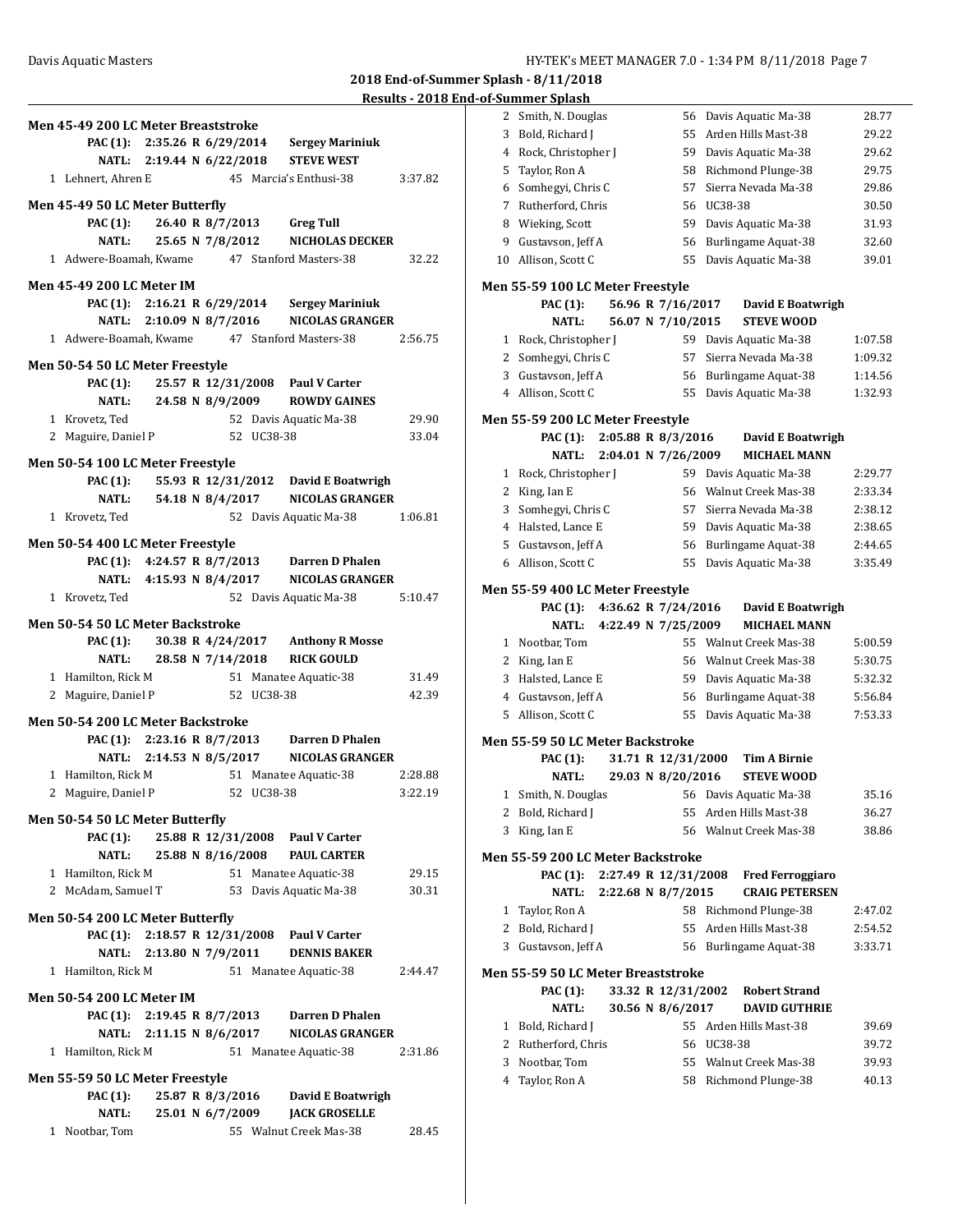## 2018 End-of-Summer Splash - 8/11/2018

### Results - 2018 End-of-Summer Splash

**Men 45-49 200 LC Meter Breaststroke**

| | | | | |
|---|---|---|---|---|
| PAC (1): | 2:35.26 R 6/29/2014 | Sergey Mariniuk | | |
| NATL: | 2:19.44 N 6/22/2018 | STEVE WEST | | |
| 1 | Lehnert, Ahren E | 45 | Marcia's Enthusi-38 | 3:37.82 |

**Men 45-49 50 LC Meter Butterfly**

| | | | | |
|---|---|---|---|---|
| PAC (1): | 26.40 R 8/7/2013 | Greg Tull | | |
| NATL: | 25.65 N 7/8/2012 | NICHOLAS DECKER | | |
| 1 | Adwere-Boamah, Kwame | 47 | Stanford Masters-38 | 32.22 |

**Men 45-49 200 LC Meter IM**

| | | | | |
|---|---|---|---|---|
| PAC (1): | 2:16.21 R 6/29/2014 | Sergey Mariniuk | | |
| NATL: | 2:10.09 N 8/7/2016 | NICOLAS GRANGER | | |
| 1 | Adwere-Boamah, Kwame | 47 | Stanford Masters-38 | 2:56.75 |

**Men 50-54 50 LC Meter Freestyle**

| | | | | |
|---|---|---|---|---|
| PAC (1): | 25.57 R 12/31/2008 | Paul V Carter | | |
| NATL: | 24.58 N 8/9/2009 | ROWDY GAINES | | |
| 1 | Krovetz, Ted | 52 | Davis Aquatic Ma-38 | 29.90 |
| 2 | Maguire, Daniel P | 52 | UC38-38 | 33.04 |

**Men 50-54 100 LC Meter Freestyle**

| | | | | |
|---|---|---|---|---|
| PAC (1): | 55.93 R 12/31/2012 | David E Boatwrigh | | |
| NATL: | 54.18 N 8/4/2017 | NICOLAS GRANGER | | |
| 1 | Krovetz, Ted | 52 | Davis Aquatic Ma-38 | 1:06.81 |

**Men 50-54 400 LC Meter Freestyle**

| | | | | |
|---|---|---|---|---|
| PAC (1): | 4:24.57 R 8/7/2013 | Darren D Phalen | | |
| NATL: | 4:15.93 N 8/4/2017 | NICOLAS GRANGER | | |
| 1 | Krovetz, Ted | 52 | Davis Aquatic Ma-38 | 5:10.47 |

**Men 50-54 50 LC Meter Backstroke**

| | | | | |
|---|---|---|---|---|
| PAC (1): | 30.38 R 4/24/2017 | Anthony R Mosse | | |
| NATL: | 28.58 N 7/14/2018 | RICK GOULD | | |
| 1 | Hamilton, Rick M | 51 | Manatee Aquatic-38 | 31.49 |
| 2 | Maguire, Daniel P | 52 | UC38-38 | 42.39 |

**Men 50-54 200 LC Meter Backstroke**

| | | | | |
|---|---|---|---|---|
| PAC (1): | 2:23.16 R 8/7/2013 | Darren D Phalen | | |
| NATL: | 2:14.53 N 8/5/2017 | NICOLAS GRANGER | | |
| 1 | Hamilton, Rick M | 51 | Manatee Aquatic-38 | 2:28.88 |
| 2 | Maguire, Daniel P | 52 | UC38-38 | 3:22.19 |

**Men 50-54 50 LC Meter Butterfly**

| | | | | |
|---|---|---|---|---|
| PAC (1): | 25.88 R 12/31/2008 | Paul V Carter | | |
| NATL: | 25.88 N 8/16/2008 | PAUL CARTER | | |
| 1 | Hamilton, Rick M | 51 | Manatee Aquatic-38 | 29.15 |
| 2 | McAdam, Samuel T | 53 | Davis Aquatic Ma-38 | 30.31 |

**Men 50-54 200 LC Meter Butterfly**

| | | | | |
|---|---|---|---|---|
| PAC (1): | 2:18.57 R 12/31/2008 | Paul V Carter | | |
| NATL: | 2:13.80 N 7/9/2011 | DENNIS BAKER | | |
| 1 | Hamilton, Rick M | 51 | Manatee Aquatic-38 | 2:44.47 |

**Men 50-54 200 LC Meter IM**

| | | | | |
|---|---|---|---|---|
| PAC (1): | 2:19.45 R 8/7/2013 | Darren D Phalen | | |
| NATL: | 2:11.15 N 8/6/2017 | NICOLAS GRANGER | | |
| 1 | Hamilton, Rick M | 51 | Manatee Aquatic-38 | 2:31.86 |

**Men 55-59 50 LC Meter Freestyle**

| | | | | |
|---|---|---|---|---|
| PAC (1): | 25.87 R 8/3/2016 | David E Boatwrigh | | |
| NATL: | 25.01 N 6/7/2009 | JACK GROSELLE | | |
| 1 | Nootbar, Tom | 55 | Walnut Creek Mas-38 | 28.45 |
| 2 | Smith, N. Douglas | 56 | Davis Aquatic Ma-38 | 28.77 |
| 3 | Bold, Richard J | 55 | Arden Hills Mast-38 | 29.22 |
| 4 | Rock, Christopher J | 59 | Davis Aquatic Ma-38 | 29.62 |
| 5 | Taylor, Ron A | 58 | Richmond Plunge-38 | 29.75 |
| 6 | Somhegyi, Chris C | 57 | Sierra Nevada Ma-38 | 29.86 |
| 7 | Rutherford, Chris | 56 | UC38-38 | 30.50 |
| 8 | Wieking, Scott | 59 | Davis Aquatic Ma-38 | 31.93 |
| 9 | Gustavson, Jeff A | 56 | Burlingame Aquat-38 | 32.60 |
| 10 | Allison, Scott C | 55 | Davis Aquatic Ma-38 | 39.01 |

**Men 55-59 100 LC Meter Freestyle**

| | | | | |
|---|---|---|---|---|
| PAC (1): | 56.96 R 7/16/2017 | David E Boatwrigh | | |
| NATL: | 56.07 N 7/10/2015 | STEVE WOOD | | |
| 1 | Rock, Christopher J | 59 | Davis Aquatic Ma-38 | 1:07.58 |
| 2 | Somhegyi, Chris C | 57 | Sierra Nevada Ma-38 | 1:09.32 |
| 3 | Gustavson, Jeff A | 56 | Burlingame Aquat-38 | 1:14.56 |
| 4 | Allison, Scott C | 55 | Davis Aquatic Ma-38 | 1:32.93 |

**Men 55-59 200 LC Meter Freestyle**

| | | | | |
|---|---|---|---|---|
| PAC (1): | 2:05.88 R 8/3/2016 | David E Boatwrigh | | |
| NATL: | 2:04.01 N 7/26/2009 | MICHAEL MANN | | |
| 1 | Rock, Christopher J | 59 | Davis Aquatic Ma-38 | 2:29.77 |
| 2 | King, Ian E | 56 | Walnut Creek Mas-38 | 2:33.34 |
| 3 | Somhegyi, Chris C | 57 | Sierra Nevada Ma-38 | 2:38.12 |
| 4 | Halsted, Lance E | 59 | Davis Aquatic Ma-38 | 2:38.65 |
| 5 | Gustavson, Jeff A | 56 | Burlingame Aquat-38 | 2:44.65 |
| 6 | Allison, Scott C | 55 | Davis Aquatic Ma-38 | 3:35.49 |

**Men 55-59 400 LC Meter Freestyle**

| | | | | |
|---|---|---|---|---|
| PAC (1): | 4:36.62 R 7/24/2016 | David E Boatwrigh | | |
| NATL: | 4:22.49 N 7/25/2009 | MICHAEL MANN | | |
| 1 | Nootbar, Tom | 55 | Walnut Creek Mas-38 | 5:00.59 |
| 2 | King, Ian E | 56 | Walnut Creek Mas-38 | 5:30.75 |
| 3 | Halsted, Lance E | 59 | Davis Aquatic Ma-38 | 5:32.32 |
| 4 | Gustavson, Jeff A | 56 | Burlingame Aquat-38 | 5:56.84 |
| 5 | Allison, Scott C | 55 | Davis Aquatic Ma-38 | 7:53.33 |

**Men 55-59 50 LC Meter Backstroke**

| | | | | |
|---|---|---|---|---|
| PAC (1): | 31.71 R 12/31/2000 | Tim A Birnie | | |
| NATL: | 29.03 N 8/20/2016 | STEVE WOOD | | |
| 1 | Smith, N. Douglas | 56 | Davis Aquatic Ma-38 | 35.16 |
| 2 | Bold, Richard J | 55 | Arden Hills Mast-38 | 36.27 |
| 3 | King, Ian E | 56 | Walnut Creek Mas-38 | 38.86 |

**Men 55-59 200 LC Meter Backstroke**

| | | | | |
|---|---|---|---|---|
| PAC (1): | 2:27.49 R 12/31/2008 | Fred Ferroggiaro | | |
| NATL: | 2:22.68 N 8/7/2015 | CRAIG PETERSEN | | |
| 1 | Taylor, Ron A | 58 | Richmond Plunge-38 | 2:47.02 |
| 2 | Bold, Richard J | 55 | Arden Hills Mast-38 | 2:54.52 |
| 3 | Gustavson, Jeff A | 56 | Burlingame Aquat-38 | 3:33.71 |

**Men 55-59 50 LC Meter Breaststroke**

| | | | | |
|---|---|---|---|---|
| PAC (1): | 33.32 R 12/31/2002 | Robert Strand | | |
| NATL: | 30.56 N 8/6/2017 | DAVID GUTHRIE | | |
| 1 | Bold, Richard J | 55 | Arden Hills Mast-38 | 39.69 |
| 2 | Rutherford, Chris | 56 | UC38-38 | 39.72 |
| 3 | Nootbar, Tom | 55 | Walnut Creek Mas-38 | 39.93 |
| 4 | Taylor, Ron A | 58 | Richmond Plunge-38 | 40.13 |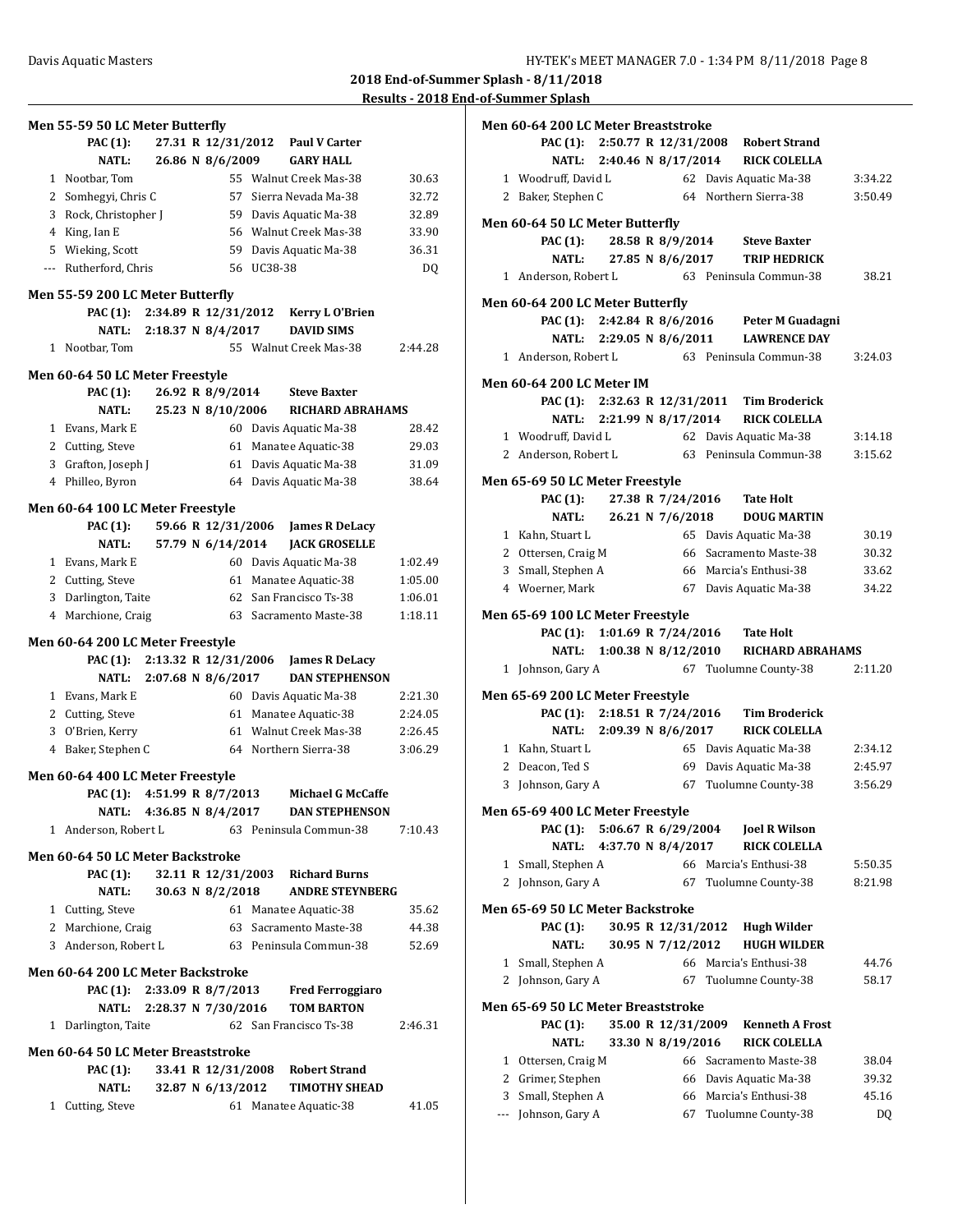## 2018 End-of-Summer Splash - 8/11/2018

### Results - 2018 End-of-Summer Splash

**Men 55-59 50 LC Meter Butterfly**

| | Name | Age | Team | Time |
|---|---|---|---|---|
| | **PAC (1):** | **27.31 R 12/31/2012** | **Paul V Carter** | |
| | **NATL:** | **26.86 N 8/6/2009** | **GARY HALL** | |
| 1 | Nootbar, Tom | 55 | Walnut Creek Mas-38 | 30.63 |
| 2 | Somhegyi, Chris C | 57 | Sierra Nevada Ma-38 | 32.72 |
| 3 | Rock, Christopher J | 59 | Davis Aquatic Ma-38 | 32.89 |
| 4 | King, Ian E | 56 | Walnut Creek Mas-38 | 33.90 |
| 5 | Wieking, Scott | 59 | Davis Aquatic Ma-38 | 36.31 |
| --- | Rutherford, Chris | 56 | UC38-38 | DQ |

**Men 55-59 200 LC Meter Butterfly**

| | Name | Age | Team | Time |
|---|---|---|---|---|
| | **PAC (1):** | **2:34.89 R 12/31/2012** | **Kerry L O'Brien** | |
| | **NATL:** | **2:18.37 N 8/4/2017** | **DAVID SIMS** | |
| 1 | Nootbar, Tom | 55 | Walnut Creek Mas-38 | 2:44.28 |

**Men 60-64 50 LC Meter Freestyle**

| | Name | Age | Team | Time |
|---|---|---|---|---|
| | **PAC (1):** | **26.92 R 8/9/2014** | **Steve Baxter** | |
| | **NATL:** | **25.23 N 8/10/2006** | **RICHARD ABRAHAMS** | |
| 1 | Evans, Mark E | 60 | Davis Aquatic Ma-38 | 28.42 |
| 2 | Cutting, Steve | 61 | Manatee Aquatic-38 | 29.03 |
| 3 | Grafton, Joseph J | 61 | Davis Aquatic Ma-38 | 31.09 |
| 4 | Philleo, Byron | 64 | Davis Aquatic Ma-38 | 38.64 |

**Men 60-64 100 LC Meter Freestyle**

| | Name | Age | Team | Time |
|---|---|---|---|---|
| | **PAC (1):** | **59.66 R 12/31/2006** | **James R DeLacy** | |
| | **NATL:** | **57.79 N 6/14/2014** | **JACK GROSELLE** | |
| 1 | Evans, Mark E | 60 | Davis Aquatic Ma-38 | 1:02.49 |
| 2 | Cutting, Steve | 61 | Manatee Aquatic-38 | 1:05.00 |
| 3 | Darlington, Taite | 62 | San Francisco Ts-38 | 1:06.01 |
| 4 | Marchione, Craig | 63 | Sacramento Maste-38 | 1:18.11 |

**Men 60-64 200 LC Meter Freestyle**

| | Name | Age | Team | Time |
|---|---|---|---|---|
| | **PAC (1):** | **2:13.32 R 12/31/2006** | **James R DeLacy** | |
| | **NATL:** | **2:07.68 N 8/6/2017** | **DAN STEPHENSON** | |
| 1 | Evans, Mark E | 60 | Davis Aquatic Ma-38 | 2:21.30 |
| 2 | Cutting, Steve | 61 | Manatee Aquatic-38 | 2:24.05 |
| 3 | O'Brien, Kerry | 61 | Walnut Creek Mas-38 | 2:26.45 |
| 4 | Baker, Stephen C | 64 | Northern Sierra-38 | 3:06.29 |

**Men 60-64 400 LC Meter Freestyle**

| | Name | Age | Team | Time |
|---|---|---|---|---|
| | **PAC (1):** | **4:51.99 R 8/7/2013** | **Michael G McCaffe** | |
| | **NATL:** | **4:36.85 N 8/4/2017** | **DAN STEPHENSON** | |
| 1 | Anderson, Robert L | 63 | Peninsula Commun-38 | 7:10.43 |

**Men 60-64 50 LC Meter Backstroke**

| | Name | Age | Team | Time |
|---|---|---|---|---|
| | **PAC (1):** | **32.11 R 12/31/2003** | **Richard Burns** | |
| | **NATL:** | **30.63 N 8/2/2018** | **ANDRE STEYNBERG** | |
| 1 | Cutting, Steve | 61 | Manatee Aquatic-38 | 35.62 |
| 2 | Marchione, Craig | 63 | Sacramento Maste-38 | 44.38 |
| 3 | Anderson, Robert L | 63 | Peninsula Commun-38 | 52.69 |

**Men 60-64 200 LC Meter Backstroke**

| | Name | Age | Team | Time |
|---|---|---|---|---|
| | **PAC (1):** | **2:33.09 R 8/7/2013** | **Fred Ferroggiaro** | |
| | **NATL:** | **2:28.37 N 7/30/2016** | **TOM BARTON** | |
| 1 | Darlington, Taite | 62 | San Francisco Ts-38 | 2:46.31 |

**Men 60-64 50 LC Meter Breaststroke**

| | Name | Age | Team | Time |
|---|---|---|---|---|
| | **PAC (1):** | **33.41 R 12/31/2008** | **Robert Strand** | |
| | **NATL:** | **32.87 N 6/13/2012** | **TIMOTHY SHEAD** | |
| 1 | Cutting, Steve | 61 | Manatee Aquatic-38 | 41.05 |

**Men 60-64 200 LC Meter Breaststroke**

| | Name | Age | Team | Time |
|---|---|---|---|---|
| | **PAC (1):** | **2:50.77 R 12/31/2008** | **Robert Strand** | |
| | **NATL:** | **2:40.46 N 8/17/2014** | **RICK COLELLA** | |
| 1 | Woodruff, David L | 62 | Davis Aquatic Ma-38 | 3:34.22 |
| 2 | Baker, Stephen C | 64 | Northern Sierra-38 | 3:50.49 |

**Men 60-64 50 LC Meter Butterfly**

| | Name | Age | Team | Time |
|---|---|---|---|---|
| | **PAC (1):** | **28.58 R 8/9/2014** | **Steve Baxter** | |
| | **NATL:** | **27.85 N 8/6/2017** | **TRIP HEDRICK** | |
| 1 | Anderson, Robert L | 63 | Peninsula Commun-38 | 38.21 |

**Men 60-64 200 LC Meter Butterfly**

| | Name | Age | Team | Time |
|---|---|---|---|---|
| | **PAC (1):** | **2:42.84 R 8/6/2016** | **Peter M Guadagni** | |
| | **NATL:** | **2:29.05 N 8/6/2011** | **LAWRENCE DAY** | |
| 1 | Anderson, Robert L | 63 | Peninsula Commun-38 | 3:24.03 |

**Men 60-64 200 LC Meter IM**

| | Name | Age | Team | Time |
|---|---|---|---|---|
| | **PAC (1):** | **2:32.63 R 12/31/2011** | **Tim Broderick** | |
| | **NATL:** | **2:21.99 N 8/17/2014** | **RICK COLELLA** | |
| 1 | Woodruff, David L | 62 | Davis Aquatic Ma-38 | 3:14.18 |
| 2 | Anderson, Robert L | 63 | Peninsula Commun-38 | 3:15.62 |

**Men 65-69 50 LC Meter Freestyle**

| | Name | Age | Team | Time |
|---|---|---|---|---|
| | **PAC (1):** | **27.38 R 7/24/2016** | **Tate Holt** | |
| | **NATL:** | **26.21 N 7/6/2018** | **DOUG MARTIN** | |
| 1 | Kahn, Stuart L | 65 | Davis Aquatic Ma-38 | 30.19 |
| 2 | Ottersen, Craig M | 66 | Sacramento Maste-38 | 30.32 |
| 3 | Small, Stephen A | 66 | Marcia's Enthusi-38 | 33.62 |
| 4 | Woerner, Mark | 67 | Davis Aquatic Ma-38 | 34.22 |

**Men 65-69 100 LC Meter Freestyle**

| | Name | Age | Team | Time |
|---|---|---|---|---|
| | **PAC (1):** | **1:01.69 R 7/24/2016** | **Tate Holt** | |
| | **NATL:** | **1:00.38 N 8/12/2010** | **RICHARD ABRAHAMS** | |
| 1 | Johnson, Gary A | 67 | Tuolumne County-38 | 2:11.20 |

**Men 65-69 200 LC Meter Freestyle**

| | Name | Age | Team | Time |
|---|---|---|---|---|
| | **PAC (1):** | **2:18.51 R 7/24/2016** | **Tim Broderick** | |
| | **NATL:** | **2:09.39 N 8/6/2017** | **RICK COLELLA** | |
| 1 | Kahn, Stuart L | 65 | Davis Aquatic Ma-38 | 2:34.12 |
| 2 | Deacon, Ted S | 69 | Davis Aquatic Ma-38 | 2:45.97 |
| 3 | Johnson, Gary A | 67 | Tuolumne County-38 | 3:56.29 |

**Men 65-69 400 LC Meter Freestyle**

| | Name | Age | Team | Time |
|---|---|---|---|---|
| | **PAC (1):** | **5:06.67 R 6/29/2004** | **Joel R Wilson** | |
| | **NATL:** | **4:37.70 N 8/4/2017** | **RICK COLELLA** | |
| 1 | Small, Stephen A | 66 | Marcia's Enthusi-38 | 5:50.35 |
| 2 | Johnson, Gary A | 67 | Tuolumne County-38 | 8:21.98 |

**Men 65-69 50 LC Meter Backstroke**

| | Name | Age | Team | Time |
|---|---|---|---|---|
| | **PAC (1):** | **30.95 R 12/31/2012** | **Hugh Wilder** | |
| | **NATL:** | **30.95 N 7/12/2012** | **HUGH WILDER** | |
| 1 | Small, Stephen A | 66 | Marcia's Enthusi-38 | 44.76 |
| 2 | Johnson, Gary A | 67 | Tuolumne County-38 | 58.17 |

**Men 65-69 50 LC Meter Breaststroke**

| | Name | Age | Team | Time |
|---|---|---|---|---|
| | **PAC (1):** | **35.00 R 12/31/2009** | **Kenneth A Frost** | |
| | **NATL:** | **33.30 N 8/19/2016** | **RICK COLELLA** | |
| 1 | Ottersen, Craig M | 66 | Sacramento Maste-38 | 38.04 |
| 2 | Grimer, Stephen | 66 | Davis Aquatic Ma-38 | 39.32 |
| 3 | Small, Stephen A | 66 | Marcia's Enthusi-38 | 45.16 |
| --- | Johnson, Gary A | 67 | Tuolumne County-38 | DQ |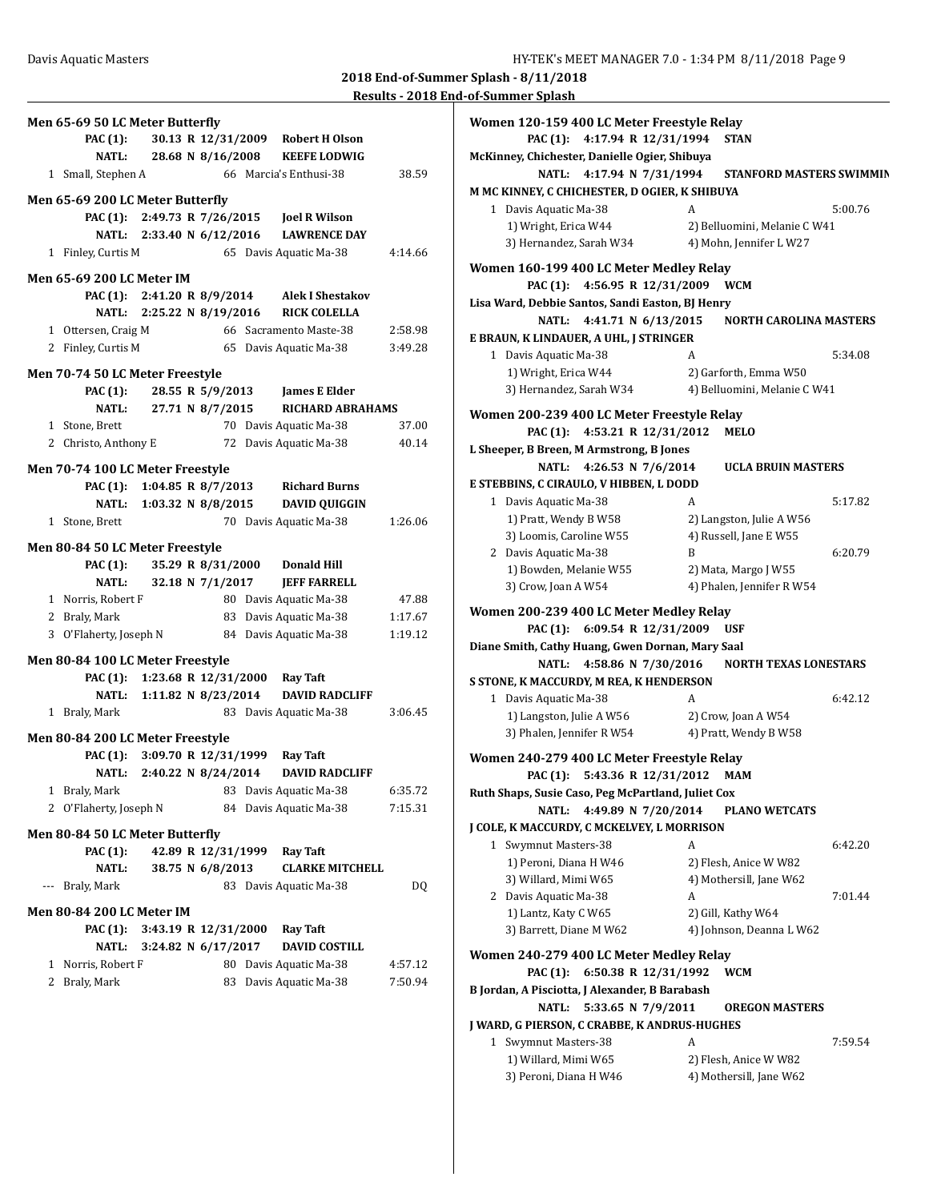## 2018 End-of-Summer Splash - 8/11/2018

### Results - 2018 End-of-Summer Splash

**Men 65-69 50 LC Meter Butterfly**

PAC (1): 30.13 R 12/31/2009 Robert H Olson
NATL: 28.68 N 8/16/2008 KEEFE LODWIG

| | Name | Age | Team | Time |
|---|---|---|---|---|
| 1 | Small, Stephen A | 66 | Marcia's Enthusi-38 | 38.59 |

**Men 65-69 200 LC Meter Butterfly**

PAC (1): 2:49.73 R 7/26/2015 Joel R Wilson
NATL: 2:33.40 N 6/12/2016 LAWRENCE DAY

| | Name | Age | Team | Time |
|---|---|---|---|---|
| 1 | Finley, Curtis M | 65 | Davis Aquatic Ma-38 | 4:14.66 |

**Men 65-69 200 LC Meter IM**

PAC (1): 2:41.20 R 8/9/2014 Alek I Shestakov
NATL: 2:25.22 N 8/19/2016 RICK COLELLA

| | Name | Age | Team | Time |
|---|---|---|---|---|
| 1 | Ottersen, Craig M | 66 | Sacramento Maste-38 | 2:58.98 |
| 2 | Finley, Curtis M | 65 | Davis Aquatic Ma-38 | 3:49.28 |

**Men 70-74 50 LC Meter Freestyle**

PAC (1): 28.55 R 5/9/2013 James E Elder
NATL: 27.71 N 8/7/2015 RICHARD ABRAHAMS

| | Name | Age | Team | Time |
|---|---|---|---|---|
| 1 | Stone, Brett | 70 | Davis Aquatic Ma-38 | 37.00 |
| 2 | Christo, Anthony E | 72 | Davis Aquatic Ma-38 | 40.14 |

**Men 70-74 100 LC Meter Freestyle**

PAC (1): 1:04.85 R 8/7/2013 Richard Burns
NATL: 1:03.32 N 8/8/2015 DAVID QUIGGIN

| | Name | Age | Team | Time |
|---|---|---|---|---|
| 1 | Stone, Brett | 70 | Davis Aquatic Ma-38 | 1:26.06 |

**Men 80-84 50 LC Meter Freestyle**

PAC (1): 35.29 R 8/31/2000 Donald Hill
NATL: 32.18 N 7/1/2017 JEFF FARRELL

| | Name | Age | Team | Time |
|---|---|---|---|---|
| 1 | Norris, Robert F | 80 | Davis Aquatic Ma-38 | 47.88 |
| 2 | Braly, Mark | 83 | Davis Aquatic Ma-38 | 1:17.67 |
| 3 | O'Flaherty, Joseph N | 84 | Davis Aquatic Ma-38 | 1:19.12 |

**Men 80-84 100 LC Meter Freestyle**

PAC (1): 1:23.68 R 12/31/2000 Ray Taft
NATL: 1:11.82 N 8/23/2014 DAVID RADCLIFF

| | Name | Age | Team | Time |
|---|---|---|---|---|
| 1 | Braly, Mark | 83 | Davis Aquatic Ma-38 | 3:06.45 |

**Men 80-84 200 LC Meter Freestyle**

PAC (1): 3:09.70 R 12/31/1999 Ray Taft
NATL: 2:40.22 N 8/24/2014 DAVID RADCLIFF

| | Name | Age | Team | Time |
|---|---|---|---|---|
| 1 | Braly, Mark | 83 | Davis Aquatic Ma-38 | 6:35.72 |
| 2 | O'Flaherty, Joseph N | 84 | Davis Aquatic Ma-38 | 7:15.31 |

**Men 80-84 50 LC Meter Butterfly**

PAC (1): 42.89 R 12/31/1999 Ray Taft
NATL: 38.75 N 6/8/2013 CLARKE MITCHELL

| | Name | Age | Team | Time |
|---|---|---|---|---|
| --- | Braly, Mark | 83 | Davis Aquatic Ma-38 | DQ |

**Men 80-84 200 LC Meter IM**

PAC (1): 3:43.19 R 12/31/2000 Ray Taft
NATL: 3:24.82 N 6/17/2017 DAVID COSTILL

| | Name | Age | Team | Time |
|---|---|---|---|---|
| 1 | Norris, Robert F | 80 | Davis Aquatic Ma-38 | 4:57.12 |
| 2 | Braly, Mark | 83 | Davis Aquatic Ma-38 | 7:50.94 |

**Women 120-159 400 LC Meter Freestyle Relay**

PAC (1): 4:17.94 R 12/31/1994 STAN
McKinney, Chichester, Danielle Ogier, Shibuya
NATL: 4:17.94 N 7/31/1994 STANFORD MASTERS SWIMMIN
M MC KINNEY, C CHICHESTER, D OGIER, K SHIBUYA

1 Davis Aquatic Ma-38 — A — 5:00.76
1) Wright, Erica W44 2) Belluomini, Melanie C W41
3) Hernandez, Sarah W34 4) Mohn, Jennifer L W27

**Women 160-199 400 LC Meter Medley Relay**

PAC (1): 4:56.95 R 12/31/2009 WCM
Lisa Ward, Debbie Santos, Sandi Easton, BJ Henry
NATL: 4:41.71 N 6/13/2015 NORTH CAROLINA MASTERS
E BRAUN, K LINDAUER, A UHL, J STRINGER

1 Davis Aquatic Ma-38 — A — 5:34.08
1) Wright, Erica W44 2) Garforth, Emma W50
3) Hernandez, Sarah W34 4) Belluomini, Melanie C W41

**Women 200-239 400 LC Meter Freestyle Relay**

PAC (1): 4:53.21 R 12/31/2012 MELO
L Sheeper, B Breen, M Armstrong, B Jones
NATL: 4:26.53 N 7/6/2014 UCLA BRUIN MASTERS
E STEBBINS, C CIRAULO, V HIBBEN, L DODD

1 Davis Aquatic Ma-38 — A — 5:17.82
1) Pratt, Wendy B W58 2) Langston, Julie A W56
3) Loomis, Caroline W55 4) Russell, Jane E W55

2 Davis Aquatic Ma-38 — B — 6:20.79
1) Bowden, Melanie W55 2) Mata, Margo J W55
3) Crow, Joan A W54 4) Phalen, Jennifer R W54

**Women 200-239 400 LC Meter Medley Relay**

PAC (1): 6:09.54 R 12/31/2009 USF
Diane Smith, Cathy Huang, Gwen Dornan, Mary Saal
NATL: 4:58.86 N 7/30/2016 NORTH TEXAS LONESTARS
S STONE, K MACCURDY, M REA, K HENDERSON

1 Davis Aquatic Ma-38 — A — 6:42.12
1) Langston, Julie A W56 2) Crow, Joan A W54
3) Phalen, Jennifer R W54 4) Pratt, Wendy B W58

**Women 240-279 400 LC Meter Freestyle Relay**

PAC (1): 5:43.36 R 12/31/2012 MAM
Ruth Shaps, Susie Caso, Peg McPartland, Juliet Cox
NATL: 4:49.89 N 7/20/2014 PLANO WETCATS
J COLE, K MACCURDY, C MCKELVEY, L MORRISON

1 Swymnut Masters-38 — A — 6:42.20
1) Peroni, Diana H W46 2) Flesh, Anice W W82
3) Willard, Mimi W65 4) Mothersill, Jane W62

2 Davis Aquatic Ma-38 — A — 7:01.44
1) Lantz, Katy C W65 2) Gill, Kathy W64
3) Barrett, Diane M W62 4) Johnson, Deanna L W62

**Women 240-279 400 LC Meter Medley Relay**

PAC (1): 6:50.38 R 12/31/1992 WCM
B Jordan, A Pisciotta, J Alexander, B Barabash
NATL: 5:33.65 N 7/9/2011 OREGON MASTERS
J WARD, G PIERSON, C CRABBE, K ANDRUS-HUGHES

1 Swymnut Masters-38 — A — 7:59.54
1) Willard, Mimi W65 2) Flesh, Anice W W82
3) Peroni, Diana H W46 4) Mothersill, Jane W62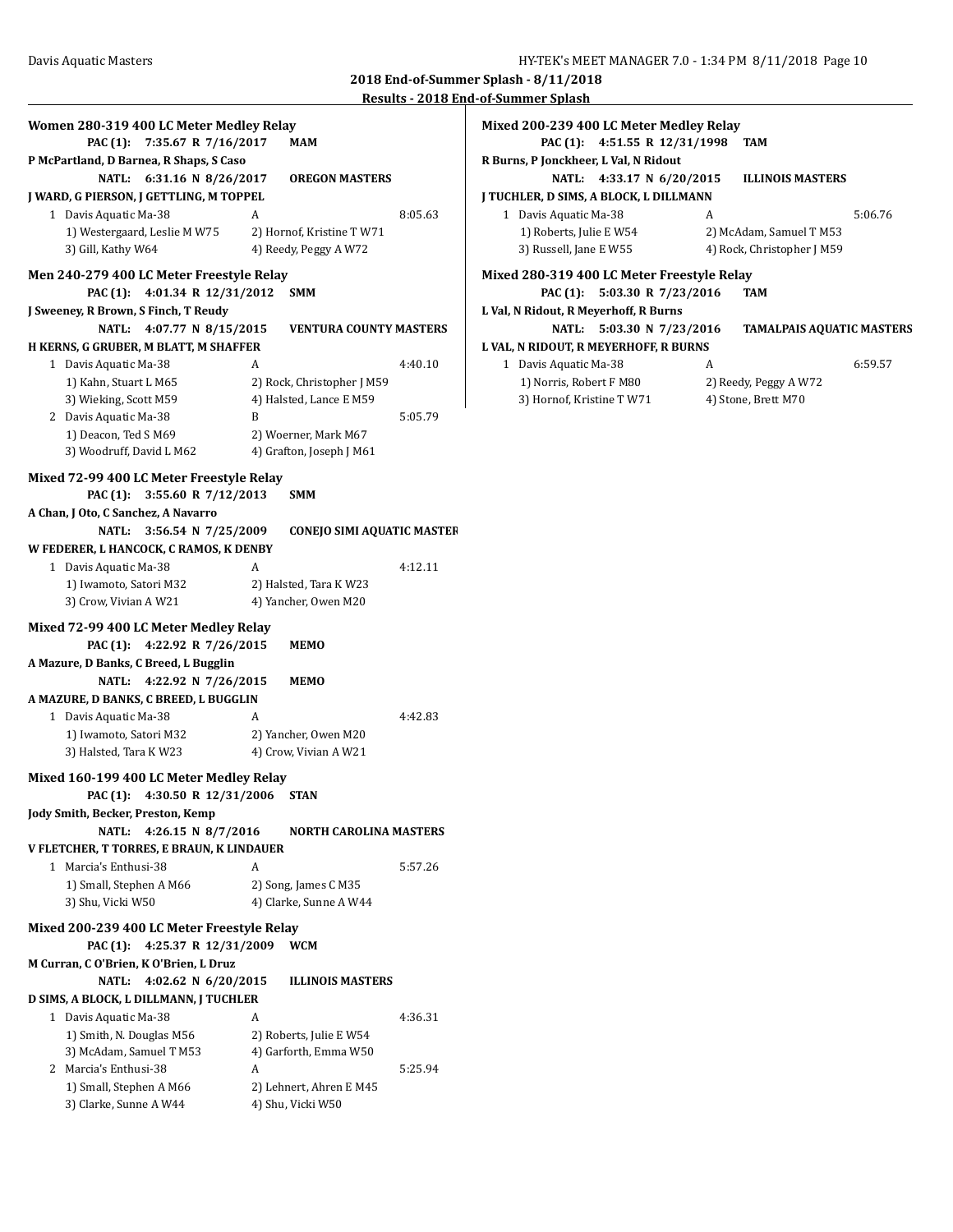## 2018 End-of-Summer Splash - 8/11/2018

### Results - 2018 End-of-Summer Splash

**Women 280-319 400 LC Meter Medley Relay**

**PAC (1): 7:35.67 R 7/16/2017 MAM**
**P McPartland, D Barnea, R Shaps, S Caso**
**NATL: 6:31.16 N 8/26/2017 OREGON MASTERS**
**J WARD, G PIERSON, J GETTLING, M TOPPEL**

1 Davis Aquatic Ma-38 A 8:05.63
1) Westergaard, Leslie M W75 2) Hornof, Kristine T W71
3) Gill, Kathy W64 4) Reedy, Peggy A W72

**Men 240-279 400 LC Meter Freestyle Relay**

**PAC (1): 4:01.34 R 12/31/2012 SMM**
**J Sweeney, R Brown, S Finch, T Reudy**
**NATL: 4:07.77 N 8/15/2015 VENTURA COUNTY MASTERS**
**H KERNS, G GRUBER, M BLATT, M SHAFFER**

1 Davis Aquatic Ma-38 A 4:40.10
1) Kahn, Stuart L M65 2) Rock, Christopher J M59
3) Wieking, Scott M59 4) Halsted, Lance E M59

2 Davis Aquatic Ma-38 B 5:05.79
1) Deacon, Ted S M69 2) Woerner, Mark M67
3) Woodruff, David L M62 4) Grafton, Joseph J M61

**Mixed 72-99 400 LC Meter Freestyle Relay**

**PAC (1): 3:55.60 R 7/12/2013 SMM**
**A Chan, J Oto, C Sanchez, A Navarro**
**NATL: 3:56.54 N 7/25/2009 CONEJO SIMI AQUATIC MASTER**
**W FEDERER, L HANCOCK, C RAMOS, K DENBY**

1 Davis Aquatic Ma-38 A 4:12.11
1) Iwamoto, Satori M32 2) Halsted, Tara K W23
3) Crow, Vivian A W21 4) Yancher, Owen M20

**Mixed 72-99 400 LC Meter Medley Relay**

**PAC (1): 4:22.92 R 7/26/2015 MEMO**
**A Mazure, D Banks, C Breed, L Bugglin**
**NATL: 4:22.92 N 7/26/2015 MEMO**
**A MAZURE, D BANKS, C BREED, L BUGGLIN**

1 Davis Aquatic Ma-38 A 4:42.83
1) Iwamoto, Satori M32 2) Yancher, Owen M20
3) Halsted, Tara K W23 4) Crow, Vivian A W21

**Mixed 160-199 400 LC Meter Medley Relay**

**PAC (1): 4:30.50 R 12/31/2006 STAN**
**Jody Smith, Becker, Preston, Kemp**
**NATL: 4:26.15 N 8/7/2016 NORTH CAROLINA MASTERS**
**V FLETCHER, T TORRES, E BRAUN, K LINDAUER**

1 Marcia's Enthusi-38 A 5:57.26
1) Small, Stephen A M66 2) Song, James C M35
3) Shu, Vicki W50 4) Clarke, Sunne A W44

**Mixed 200-239 400 LC Meter Freestyle Relay**

**PAC (1): 4:25.37 R 12/31/2009 WCM**
**M Curran, C O'Brien, K O'Brien, L Druz**
**NATL: 4:02.62 N 6/20/2015 ILLINOIS MASTERS**
**D SIMS, A BLOCK, L DILLMANN, J TUCHLER**

1 Davis Aquatic Ma-38 A 4:36.31
1) Smith, N. Douglas M56 2) Roberts, Julie E W54
3) McAdam, Samuel T M53 4) Garforth, Emma W50

2 Marcia's Enthusi-38 A 5:25.94
1) Small, Stephen A M66 2) Lehnert, Ahren E M45
3) Clarke, Sunne A W44 4) Shu, Vicki W50

**Mixed 200-239 400 LC Meter Medley Relay**

**PAC (1): 4:51.55 R 12/31/1998 TAM**
**R Burns, P Jonckheer, L Val, N Ridout**
**NATL: 4:33.17 N 6/20/2015 ILLINOIS MASTERS**
**J TUCHLER, D SIMS, A BLOCK, L DILLMANN**

1 Davis Aquatic Ma-38 A 5:06.76
1) Roberts, Julie E W54 2) McAdam, Samuel T M53
3) Russell, Jane E W55 4) Rock, Christopher J M59

**Mixed 280-319 400 LC Meter Freestyle Relay**

**PAC (1): 5:03.30 R 7/23/2016 TAM**
**L Val, N Ridout, R Meyerhoff, R Burns**
**NATL: 5:03.30 N 7/23/2016 TAMALPAIS AQUATIC MASTERS**
**L VAL, N RIDOUT, R MEYERHOFF, R BURNS**

1 Davis Aquatic Ma-38 A 6:59.57
1) Norris, Robert F M80 2) Reedy, Peggy A W72
3) Hornof, Kristine T W71 4) Stone, Brett M70